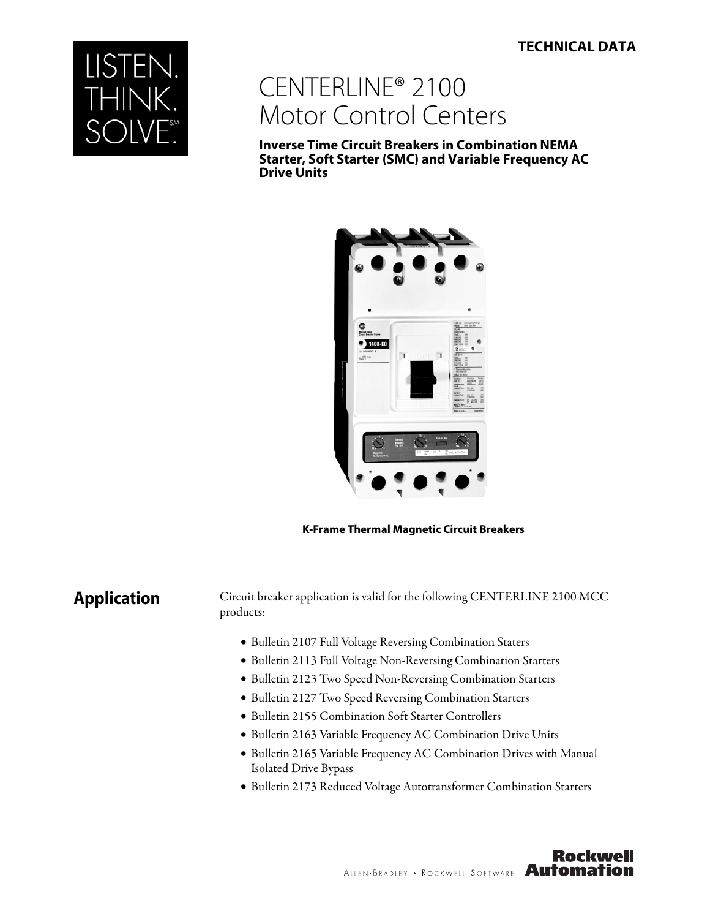TECHNICAL DATA

# CENTERLINE® 2100 Motor Control Centers

**Inverse Time Circuit Breakers in Combination NEMA Starter, Soft Starter (SMC) and Variable Frequency AC Drive Units**

**K-Frame Thermal Magnetic Circuit Breakers**

## Application

Circuit breaker application is valid for the following CENTERLINE 2100 MCC products:

- Bulletin 2107 Full Voltage Reversing Combination Staters
- Bulletin 2113 Full Voltage Non-Reversing Combination Starters
- Bulletin 2123 Two Speed Non-Reversing Combination Starters
- Bulletin 2127 Two Speed Reversing Combination Starters
- Bulletin 2155 Combination Soft Starter Controllers
- Bulletin 2163 Variable Frequency AC Combination Drive Units
- Bulletin 2165 Variable Frequency AC Combination Drives with Manual Isolated Drive Bypass
- Bulletin 2173 Reduced Voltage Autotransformer Combination Starters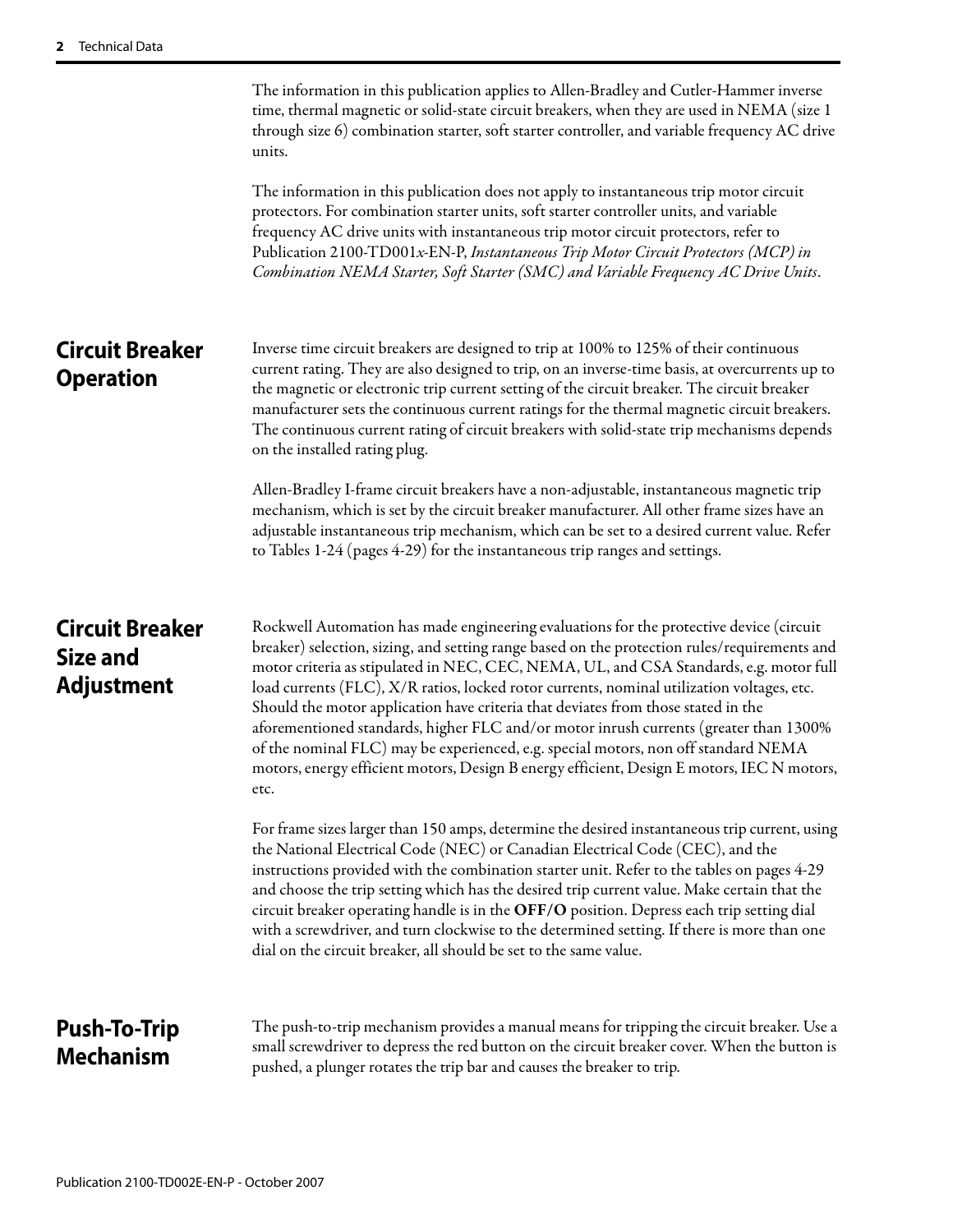The information in this publication applies to Allen-Bradley and Cutler-Hammer inverse time, thermal magnetic or solid-state circuit breakers, when they are used in NEMA (size 1 through size 6) combination starter, soft starter controller, and variable frequency AC drive units.

The information in this publication does not apply to instantaneous trip motor circuit protectors. For combination starter units, soft starter controller units, and variable frequency AC drive units with instantaneous trip motor circuit protectors, refer to Publication 2100-TD001*x*-EN-P, *Instantaneous Trip Motor Circuit Protectors (MCP) in Combination NEMA Starter, Soft Starter (SMC) and Variable Frequency AC Drive Units*.

## Circuit Breaker Operation

Inverse time circuit breakers are designed to trip at 100% to 125% of their continuous current rating. They are also designed to trip, on an inverse-time basis, at overcurrents up to the magnetic or electronic trip current setting of the circuit breaker. The circuit breaker manufacturer sets the continuous current ratings for the thermal magnetic circuit breakers. The continuous current rating of circuit breakers with solid-state trip mechanisms depends on the installed rating plug.

Allen-Bradley I-frame circuit breakers have a non-adjustable, instantaneous magnetic trip mechanism, which is set by the circuit breaker manufacturer. All other frame sizes have an adjustable instantaneous trip mechanism, which can be set to a desired current value. Refer to Tables 1-24 (pages 4-29) for the instantaneous trip ranges and settings.

## Circuit Breaker Size and Adjustment

Rockwell Automation has made engineering evaluations for the protective device (circuit breaker) selection, sizing, and setting range based on the protection rules/requirements and motor criteria as stipulated in NEC, CEC, NEMA, UL, and CSA Standards, e.g. motor full load currents (FLC), X/R ratios, locked rotor currents, nominal utilization voltages, etc. Should the motor application have criteria that deviates from those stated in the aforementioned standards, higher FLC and/or motor inrush currents (greater than 1300% of the nominal FLC) may be experienced, e.g. special motors, non off standard NEMA motors, energy efficient motors, Design B energy efficient, Design E motors, IEC N motors, etc.

For frame sizes larger than 150 amps, determine the desired instantaneous trip current, using the National Electrical Code (NEC) or Canadian Electrical Code (CEC), and the instructions provided with the combination starter unit. Refer to the tables on pages 4-29 and choose the trip setting which has the desired trip current value. Make certain that the circuit breaker operating handle is in the **OFF/O** position. Depress each trip setting dial with a screwdriver, and turn clockwise to the determined setting. If there is more than one dial on the circuit breaker, all should be set to the same value.

## Push-To-Trip Mechanism

The push-to-trip mechanism provides a manual means for tripping the circuit breaker. Use a small screwdriver to depress the red button on the circuit breaker cover. When the button is pushed, a plunger rotates the trip bar and causes the breaker to trip.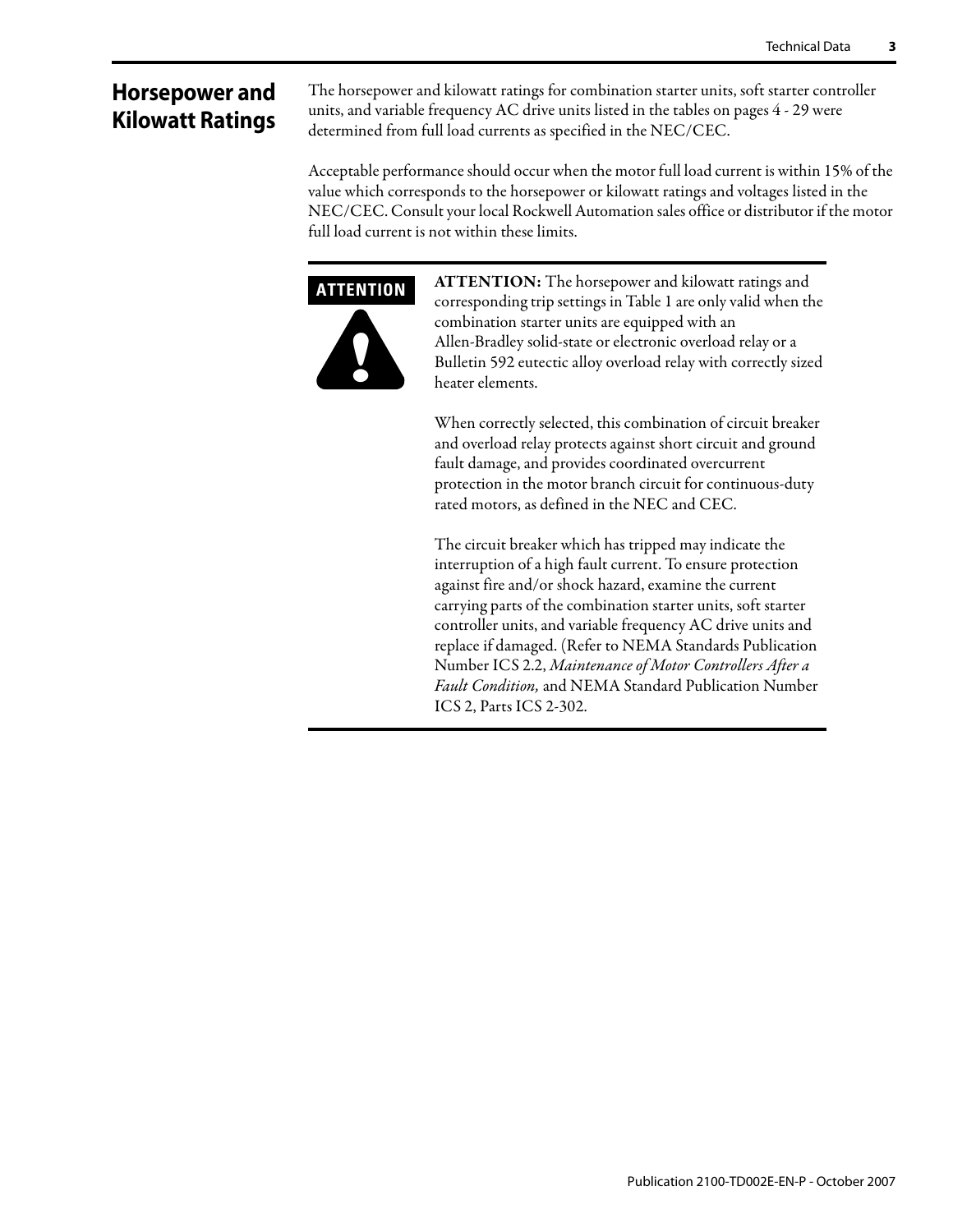## Horsepower and Kilowatt Ratings

The horsepower and kilowatt ratings for combination starter units, soft starter controller units, and variable frequency AC drive units listed in the tables on pages 4 - 29 were determined from full load currents as specified in the NEC/CEC.

Acceptable performance should occur when the motor full load current is within 15% of the value which corresponds to the horsepower or kilowatt ratings and voltages listed in the NEC/CEC. Consult your local Rockwell Automation sales office or distributor if the motor full load current is not within these limits.

**ATTENTION**

**ATTENTION:** The horsepower and kilowatt ratings and corresponding trip settings in Table 1 are only valid when the combination starter units are equipped with an Allen-Bradley solid-state or electronic overload relay or a Bulletin 592 eutectic alloy overload relay with correctly sized heater elements.

When correctly selected, this combination of circuit breaker and overload relay protects against short circuit and ground fault damage, and provides coordinated overcurrent protection in the motor branch circuit for continuous-duty rated motors, as defined in the NEC and CEC.

The circuit breaker which has tripped may indicate the interruption of a high fault current. To ensure protection against fire and/or shock hazard, examine the current carrying parts of the combination starter units, soft starter controller units, and variable frequency AC drive units and replace if damaged. (Refer to NEMA Standards Publication Number ICS 2.2, *Maintenance of Motor Controllers After a Fault Condition,* and NEMA Standard Publication Number ICS 2, Parts ICS 2-302.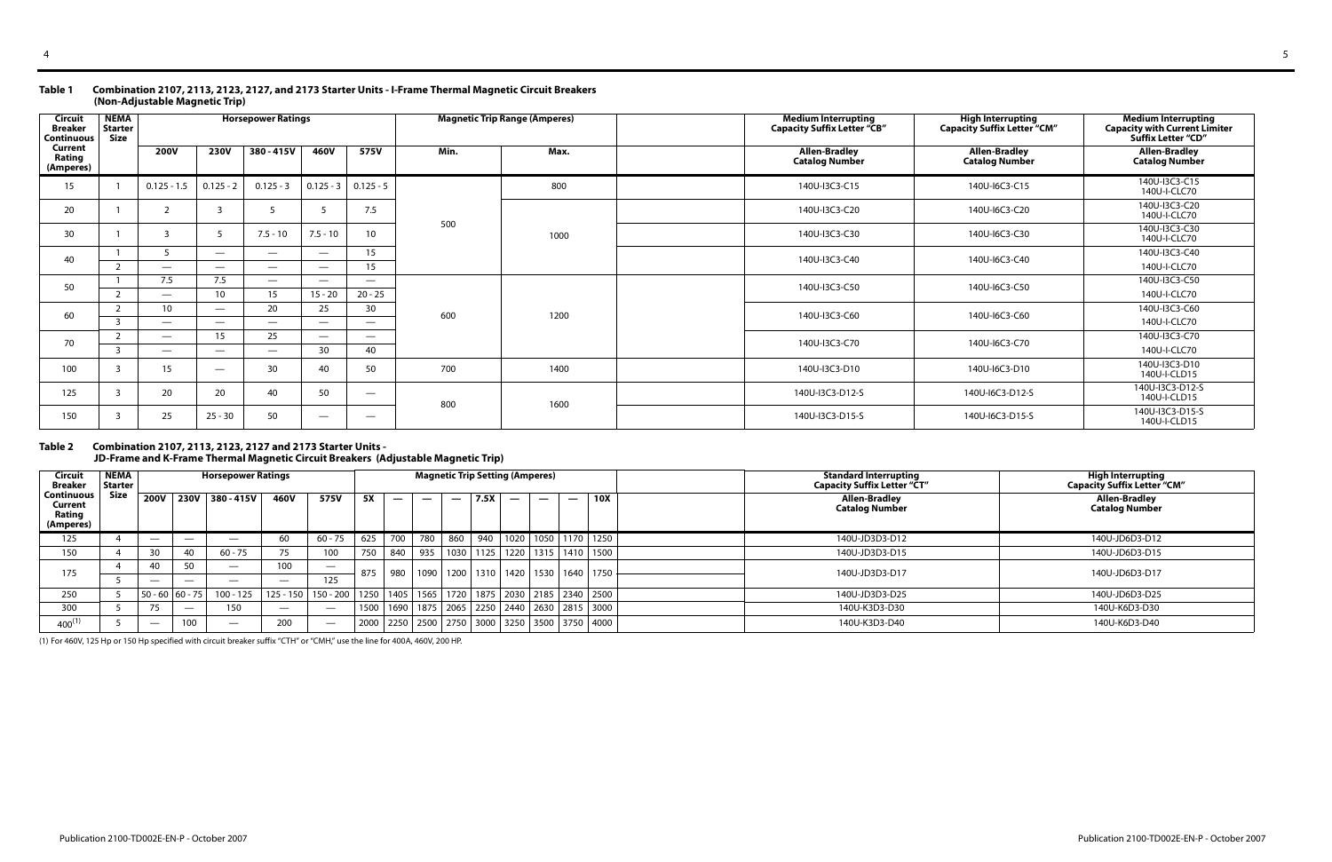**Table 1 Combination 2107, 2113, 2123, 2127, and 2173 Starter Units - I-Frame Thermal Magnetic Circuit Breakers (Non-Adjustable Magnetic Trip)**

| Circuit Breaker Continuous Current Rating (Amperes) | NEMA Starter Size | Horsepower Ratings | | | | | Magnetic Trip Range (Amperes) | | Medium Interrupting Capacity Suffix Letter "CB" | High Interrupting Capacity Suffix Letter "CM" | Medium Interrupting Capacity with Current Limiter Suffix Letter "CD" |
|---|---|---|---|---|---|---|---|---|---|---|---|
| | | 200V | 230V | 380 - 415V | 460V | 575V | Min. | Max. | Allen-Bradley Catalog Number | Allen-Bradley Catalog Number | Allen-Bradley Catalog Number |
| 15 | 1 | 0.125 - 1.5 | 0.125 - 2 | 0.125 - 3 | 0.125 - 3 | 0.125 - 5 | 500 | 800 | 140U-I3C3-C15 | 140U-I6C3-C15 | 140U-I3C3-C15 140U-I-CLC70 |
| 20 | 1 | 2 | 3 | 5 | 5 | 7.5 | 500 | 1000 | 140U-I3C3-C20 | 140U-I6C3-C20 | 140U-I3C3-C20 140U-I-CLC70 |
| 30 | 1 | 3 | 5 | 7.5 - 10 | 7.5 - 10 | 10 | 500 | 1000 | 140U-I3C3-C30 | 140U-I6C3-C30 | 140U-I3C3-C30 140U-I-CLC70 |
| 40 | 1 | 5 | — | — | — | 15 | 500 | 1000 | 140U-I3C3-C40 | 140U-I6C3-C40 | 140U-I3C3-C40 140U-I-CLC70 |
| | 2 | — | — | — | — | 15 | | | | | |
| 50 | 1 | 7.5 | 7.5 | — | — | — | 600 | 1200 | 140U-I3C3-C50 | 140U-I6C3-C50 | 140U-I3C3-C50 140U-I-CLC70 |
| | 2 | — | 10 | 15 | 15 - 20 | 20 - 25 | | | | | |
| 60 | 2 | 10 | — | 20 | 25 | 30 | 600 | 1200 | 140U-I3C3-C60 | 140U-I6C3-C60 | 140U-I3C3-C60 140U-I-CLC70 |
| | 3 | — | — | — | — | — | | | | | |
| 70 | 2 | — | 15 | 25 | — | — | 600 | 1200 | 140U-I3C3-C70 | 140U-I6C3-C70 | 140U-I3C3-C70 140U-I-CLC70 |
| | 3 | — | — | — | 30 | 40 | | | | | |
| 100 | 3 | 15 | — | 30 | 40 | 50 | 700 | 1400 | 140U-I3C3-D10 | 140U-I6C3-D10 | 140U-I3C3-D10 140U-I-CLD15 |
| 125 | 3 | 20 | 20 | 40 | 50 | — | 800 | 1600 | 140U-I3C3-D12-S | 140U-I6C3-D12-S | 140U-I3C3-D12-S 140U-I-CLD15 |
| 150 | 3 | 25 | 25 - 30 | 50 | — | — | 800 | 1600 | 140U-I3C3-D15-S | 140U-I6C3-D15-S | 140U-I3C3-D15-S 140U-I-CLD15 |

**Table 2 Combination 2107, 2113, 2123, 2127 and 2173 Starter Units - JD-Frame and K-Frame Thermal Magnetic Circuit Breakers (Adjustable Magnetic Trip)**

| Circuit Breaker Continuous Current Rating (Amperes) | NEMA Starter Size | Horsepower Ratings | | | | | Magnetic Trip Setting (Amperes) | | | | | | | | | Standard Interrupting Capacity Suffix Letter "CT" | High Interrupting Capacity Suffix Letter "CM" |
|---|---|---|---|---|---|---|---|---|---|---|---|---|---|---|---|---|---|
| | | 200V | 230V | 380 - 415V | 460V | 575V | 5X | — | — | — | 7.5X | — | — | — | 10X | Allen-Bradley Catalog Number | Allen-Bradley Catalog Number |
| 125 | 4 | — | — | — | 60 | 60 - 75 | 625 | 700 | 780 | 860 | 940 | 1020 | 1050 | 1170 | 1250 | 140U-JD3D3-D12 | 140U-JD6D3-D12 |
| 150 | 4 | 30 | 40 | 60 - 75 | 75 | 100 | 750 | 840 | 935 | 1030 | 1125 | 1220 | 1315 | 1410 | 1500 | 140U-JD3D3-D15 | 140U-JD6D3-D15 |
| 175 | 4 | 40 | 50 | — | 100 | — | 875 | 980 | 1090 | 1200 | 1310 | 1420 | 1530 | 1640 | 1750 | 140U-JD3D3-D17 | 140U-JD6D3-D17 |
| | 5 | — | — | — | — | 125 | | | | | | | | | | | |
| 250 | 5 | 50 - 60 | 60 - 75 | 100 - 125 | 125 - 150 | 150 - 200 | 1250 | 1405 | 1565 | 1720 | 1875 | 2030 | 2185 | 2340 | 2500 | 140U-JD3D3-D25 | 140U-JD6D3-D25 |
| 300 | 5 | 75 | — | 150 | — | — | 1500 | 1690 | 1875 | 2065 | 2250 | 2440 | 2630 | 2815 | 3000 | 140U-K3D3-D30 | 140U-K6D3-D30 |
| 400 (1) | 5 | — | 100 | — | 200 | — | 2000 | 2250 | 2500 | 2750 | 3000 | 3250 | 3500 | 3750 | 4000 | 140U-K3D3-D40 | 140U-K6D3-D40 |

(1) For 460V, 125 Hp or 150 Hp specified with circuit breaker suffix "CTH" or "CMH," use the line for 400A, 460V, 200 HP.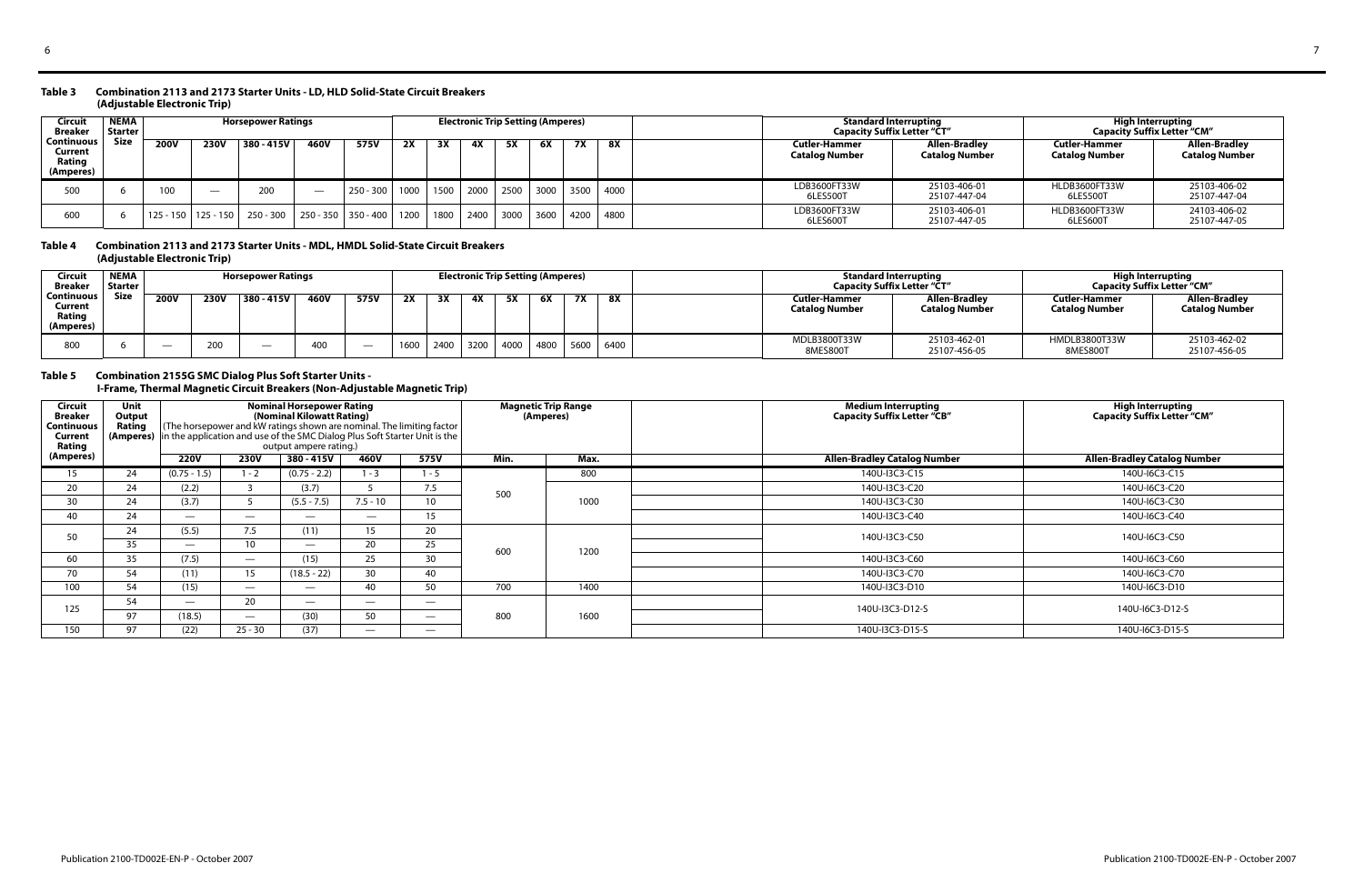**Table 3 Combination 2113 and 2173 Starter Units - LD, HLD Solid-State Circuit Breakers (Adjustable Electronic Trip)**

| Circuit Breaker Continuous Current Rating (Amperes) | NEMA Starter Size | Horsepower Ratings | | | | | Electronic Trip Setting (Amperes) | | | | | | | Standard Interrupting Capacity Suffix Letter "CT" | | High Interrupting Capacity Suffix Letter "CM" | |
|---|---|---|---|---|---|---|---|---|---|---|---|---|---|---|---|---|---|
| | | 200V | 230V | 380 - 415V | 460V | 575V | 2X | 3X | 4X | 5X | 6X | 7X | 8X | Cutler-Hammer Catalog Number | Allen-Bradley Catalog Number | Cutler-Hammer Catalog Number | Allen-Bradley Catalog Number |
| 500 | 6 | 100 | — | 200 | — | 250 - 300 | 1000 | 1500 | 2000 | 2500 | 3000 | 3500 | 4000 | LDB3600FT33W 6LES500T | 25103-406-01 25107-447-04 | HLDB3600FT33W 6LES500T | 25103-406-02 25107-447-04 |
| 600 | 6 | 125 - 150 | 125 - 150 | 250 - 300 | 250 - 350 | 350 - 400 | 1200 | 1800 | 2400 | 3000 | 3600 | 4200 | 4800 | LDB3600FT33W 6LES600T | 25103-406-01 25107-447-05 | HLDB3600FT33W 6LES600T | 24103-406-02 25107-447-05 |

**Table 4 Combination 2113 and 2173 Starter Units - MDL, HMDL Solid-State Circuit Breakers (Adjustable Electronic Trip)**

| Circuit Breaker Continuous Current Rating (Amperes) | NEMA Starter Size | Horsepower Ratings | | | | | Electronic Trip Setting (Amperes) | | | | | | | Standard Interrupting Capacity Suffix Letter "CT" | | High Interrupting Capacity Suffix Letter "CM" | |
|---|---|---|---|---|---|---|---|---|---|---|---|---|---|---|---|---|---|
| | | 200V | 230V | 380 - 415V | 460V | 575V | 2X | 3X | 4X | 5X | 6X | 7X | 8X | Cutler-Hammer Catalog Number | Allen-Bradley Catalog Number | Cutler-Hammer Catalog Number | Allen-Bradley Catalog Number |
| 800 | 6 | — | 200 | — | 400 | — | 1600 | 2400 | 3200 | 4000 | 4800 | 5600 | 6400 | MDLB3800T33W 8MES800T | 25103-462-01 25107-456-05 | HMDLB3800T33W 8MES800T | 25103-462-02 25107-456-05 |

**Table 5 Combination 2155G SMC Dialog Plus Soft Starter Units - I-Frame, Thermal Magnetic Circuit Breakers (Non-Adjustable Magnetic Trip)**

| Circuit Breaker Continuous Current Rating (Amperes) | Unit Output Rating (Amperes) | Nominal Horsepower Rating (Nominal Kilowatt Rating) (The horsepower and kW ratings shown are nominal. The limiting factor in the application and use of the SMC Dialog Plus Soft Starter Unit is the output ampere rating.) | | | | | Magnetic Trip Range (Amperes) | | Medium Interrupting Capacity Suffix Letter "CB" | High Interrupting Capacity Suffix Letter "CM" |
|---|---|---|---|---|---|---|---|---|---|---|
| | | 220V | 230V | 380 - 415V | 460V | 575V | Min. | Max. | Allen-Bradley Catalog Number | Allen-Bradley Catalog Number |
| 15 | 24 | (0.75 - 1.5) | 1 - 2 | (0.75 - 2.2) | 1 - 3 | 1 - 5 | 500 | 800 | 140U-I3C3-C15 | 140U-I6C3-C15 |
| 20 | 24 | (2.2) | 3 | (3.7) | 5 | 7.5 | 500 | 1000 | 140U-I3C3-C20 | 140U-I6C3-C20 |
| 30 | 24 | (3.7) | 5 | (5.5 - 7.5) | 7.5 - 10 | 10 | 500 | 1000 | 140U-I3C3-C30 | 140U-I6C3-C30 |
| 40 | 24 | — | — | — | — | 15 | 500 | 1000 | 140U-I3C3-C40 | 140U-I6C3-C40 |
| 50 | 24 | (5.5) | 7.5 | (11) | 15 | 20 | 600 | 1200 | 140U-I3C3-C50 | 140U-I6C3-C50 |
| | 35 | — | 10 | — | 20 | 25 | 600 | 1200 | | |
| 60 | 35 | (7.5) | — | (15) | 25 | 30 | 600 | 1200 | 140U-I3C3-C60 | 140U-I6C3-C60 |
| 70 | 54 | (11) | 15 | (18.5 - 22) | 30 | 40 | 600 | 1200 | 140U-I3C3-C70 | 140U-I6C3-C70 |
| 100 | 54 | (15) | — | — | 40 | 50 | 700 | 1400 | 140U-I3C3-D10 | 140U-I6C3-D10 |
| 125 | 54 | — | 20 | — | — | — | 800 | 1600 | 140U-I3C3-D12-S | 140U-I6C3-D12-S |
| | 97 | (18.5) | — | (30) | 50 | — | 800 | 1600 | | |
| 150 | 97 | (22) | 25 - 30 | (37) | — | — | 800 | 1600 | 140U-I3C3-D15-S | 140U-I6C3-D15-S |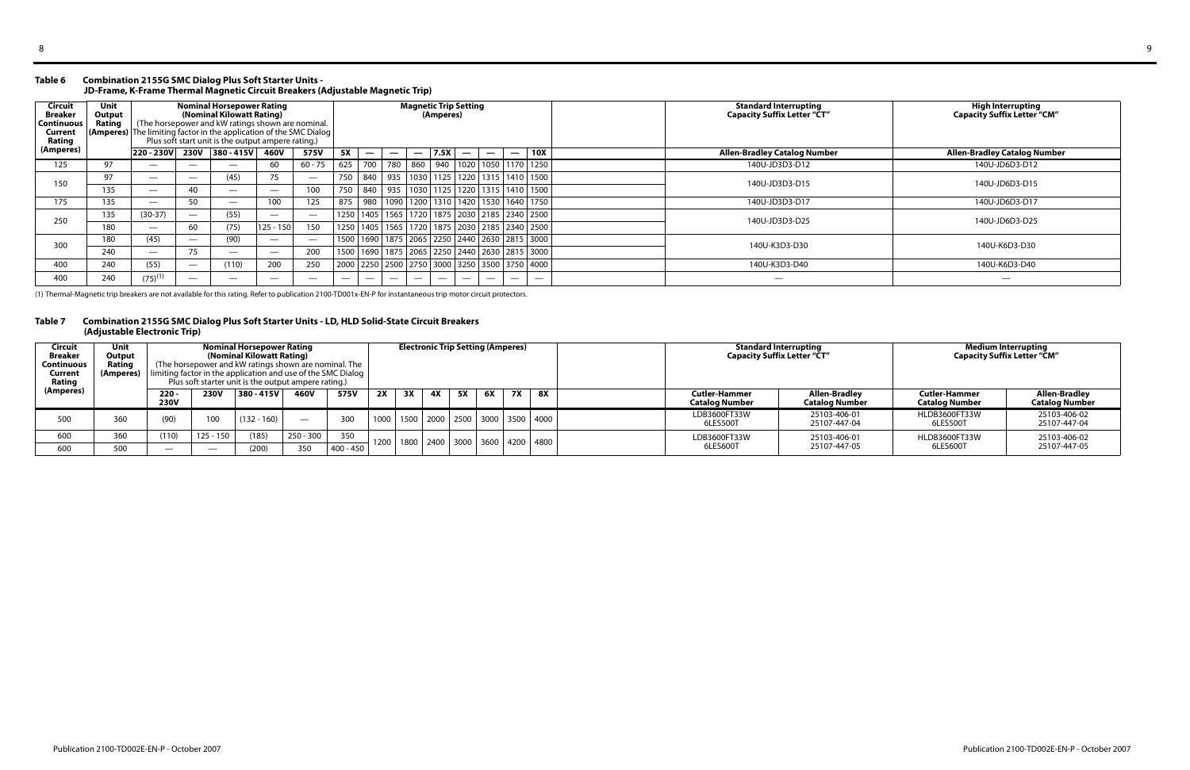**Table 6 Combination 2155G SMC Dialog Plus Soft Starter Units - JD-Frame, K-Frame Thermal Magnetic Circuit Breakers (Adjustable Magnetic Trip)**

| Circuit Breaker Continuous Current Rating (Amperes) | Unit Output Rating (Amperes) | Nominal Horsepower Rating (Nominal Kilowatt Rating) (The horsepower and kW ratings shown are nominal. The limiting factor in the application of the SMC Dialog Plus soft start unit is the output ampere rating.) | | | | | Magnetic Trip Setting (Amperes) | | | | | | | | | Standard Interrupting Capacity Suffix Letter "CT" | High Interrupting Capacity Suffix Letter "CM" |
|---|---|---|---|---|---|---|---|---|---|---|---|---|---|---|---|---|---|
| | | 220 - 230V | 230V | 380 - 415V | 460V | 575V | 5X | — | — | — | 7.5X | — | — | — | 10X | Allen-Bradley Catalog Number | Allen-Bradley Catalog Number |
| 125 | 97 | — | — | — | 60 | 60 - 75 | 625 | 700 | 780 | 860 | 940 | 1020 | 1050 | 1170 | 1250 | 140U-JD3D3-D12 | 140U-JD6D3-D12 |
| 150 | 97 | — | — | (45) | 75 | — | 750 | 840 | 935 | 1030 | 1125 | 1220 | 1315 | 1410 | 1500 | 140U-JD3D3-D15 | 140U-JD6D3-D15 |
| | 135 | — | 40 | — | — | 100 | 750 | 840 | 935 | 1030 | 1125 | 1220 | 1315 | 1410 | 1500 | | |
| 175 | 135 | — | 50 | — | 100 | 125 | 875 | 980 | 1090 | 1200 | 1310 | 1420 | 1530 | 1640 | 1750 | 140U-JD3D3-D17 | 140U-JD6D3-D17 |
| 250 | 135 | (30-37) | — | (55) | — | — | 1250 | 1405 | 1565 | 1720 | 1875 | 2030 | 2185 | 2340 | 2500 | 140U-JD3D3-D25 | 140U-JD6D3-D25 |
| | 180 | — | 60 | (75) | 125 - 150 | 150 | 1250 | 1405 | 1565 | 1720 | 1875 | 2030 | 2185 | 2340 | 2500 | | |
| 300 | 180 | (45) | — | (90) | — | — | 1500 | 1690 | 1875 | 2065 | 2250 | 2440 | 2630 | 2815 | 3000 | 140U-K3D3-D30 | 140U-K6D3-D30 |
| | 240 | — | 75 | — | — | 200 | 1500 | 1690 | 1875 | 2065 | 2250 | 2440 | 2630 | 2815 | 3000 | | |
| 400 | 240 | (55) | — | (110) | 200 | 250 | 2000 | 2250 | 2500 | 2750 | 3000 | 3250 | 3500 | 3750 | 4000 | 140U-K3D3-D40 | 140U-K6D3-D40 |
| 400 | 240 | (75)[1] | — | — | — | — | — | — | — | — | — | — | — | — | — | — | — |

(1) Thermal-Magnetic trip breakers are not available for this rating. Refer to publication 2100-TD001x-EN-P for instantaneous trip motor circuit protectors.

**Table 7 Combination 2155G SMC Dialog Plus Soft Starter Units - LD, HLD Solid-State Circuit Breakers (Adjustable Electronic Trip)**

| Circuit Breaker Continuous Current Rating (Amperes) | Unit Output Rating (Amperes) | Nominal Horsepower Rating (Nominal Kilowatt Rating) (The horsepower and kW ratings shown are nominal. The limiting factor in the application and use of the SMC Dialog Plus soft starter unit is the output ampere rating.) | | | | | Electronic Trip Setting (Amperes) | | | | | | | Standard Interrupting Capacity Suffix Letter "CT" | | Medium Interrupting Capacity Suffix Letter "CM" | |
|---|---|---|---|---|---|---|---|---|---|---|---|---|---|---|---|---|---|
| | | 220 - 230V | 230V | 380 - 415V | 460V | 575V | 2X | 3X | 4X | 5X | 6X | 7X | 8X | Cutler-Hammer Catalog Number | Allen-Bradley Catalog Number | Cutler-Hammer Catalog Number | Allen-Bradley Catalog Number |
| 500 | 360 | (90) | 100 | (132 - 160) | — | 300 | 1000 | 1500 | 2000 | 2500 | 3000 | 3500 | 4000 | LDB3600FT33W 6LES500T | 25103-406-01 25107-447-04 | HLDB3600FT33W 6LES500T | 25103-406-02 25107-447-04 |
| 600 | 360 | (110) | 125 - 150 | (185) | 250 - 300 | 350 | 1200 | 1800 | 2400 | 3000 | 3600 | 4200 | 4800 | LDB3600FT33W 6LES600T | 25103-406-01 25107-447-05 | HLDB3600FT33W 6LES600T | 25103-406-02 25107-447-05 |
| 600 | 500 | — | — | (200) | 350 | 400 - 450 | | | | | | | | | | | |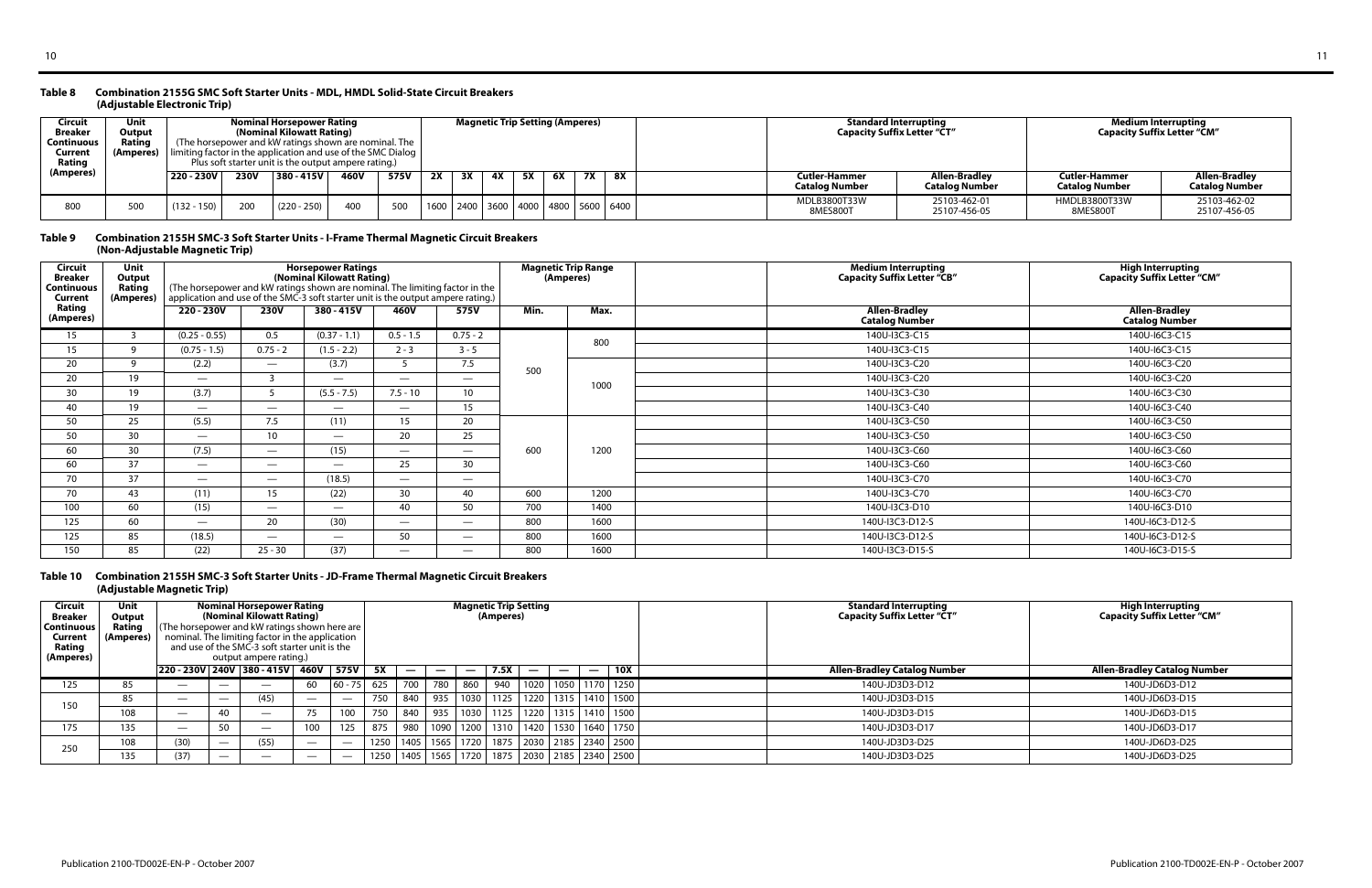## Table 8 Combination 2155G SMC Soft Starter Units - MDL, HMDL Solid-State Circuit Breakers (Adjustable Electronic Trip)

| Circuit Breaker Continuous Current Rating (Amperes) | Unit Output Rating (Amperes) | Nominal Horsepower Rating (Nominal Kilowatt Rating) (The horsepower and kW ratings shown are nominal. The limiting factor in the application and use of the SMC Dialog Plus soft starter unit is the output ampere rating.) | | | | | Magnetic Trip Setting (Amperes) | | | | | | | Standard Interrupting Capacity Suffix Letter "CT" | | Medium Interrupting Capacity Suffix Letter "CM" | |
|---|---|---|---|---|---|---|---|---|---|---|---|---|---|---|---|---|---|
| | | 220 - 230V | 230V | 380 - 415V | 460V | 575V | 2X | 3X | 4X | 5X | 6X | 7X | 8X | Cutler-Hammer Catalog Number | Allen-Bradley Catalog Number | Cutler-Hammer Catalog Number | Allen-Bradley Catalog Number |
| 800 | 500 | (132 - 150) | 200 | (220 - 250) | 400 | 500 | 1600 | 2400 | 3600 | 4000 | 4800 | 5600 | 6400 | MDLB3800T33W 8MES800T | 25103-462-01 25107-456-05 | HMDLB3800T33W 8MES800T | 25103-462-02 25107-456-05 |

## Table 9 Combination 2155H SMC-3 Soft Starter Units - I-Frame Thermal Magnetic Circuit Breakers (Non-Adjustable Magnetic Trip)

| Circuit Breaker Continuous Current Rating (Amperes) | Unit Output Rating (Amperes) | Horsepower Ratings (Nominal Kilowatt Rating) (The horsepower and kW ratings shown are nominal. The limiting factor in the application and use of the SMC-3 soft starter unit is the output ampere rating.) | | | | | Magnetic Trip Range (Amperes) | | Medium Interrupting Capacity Suffix Letter "CB" | High Interrupting Capacity Suffix Letter "CM" |
|---|---|---|---|---|---|---|---|---|---|---|
| | | 220 - 230V | 230V | 380 - 415V | 460V | 575V | Min. | Max. | Allen-Bradley Catalog Number | Allen-Bradley Catalog Number |
| 15 | 3 | (0.25 - 0.55) | 0.5 | (0.37 - 1.1) | 0.5 - 1.5 | 0.75 - 2 | 500 | 800 | 140U-I3C3-C15 | 140U-I6C3-C15 |
| 15 | 9 | (0.75 - 1.5) | 0.75 - 2 | (1.5 - 2.2) | 2 - 3 | 3 - 5 | 500 | 800 | 140U-I3C3-C15 | 140U-I6C3-C15 |
| 20 | 9 | (2.2) | — | (3.7) | 5 | 7.5 | 500 | 1000 | 140U-I3C3-C20 | 140U-I6C3-C20 |
| 20 | 19 | — | 3 | — | — | — | 500 | 1000 | 140U-I3C3-C20 | 140U-I6C3-C20 |
| 30 | 19 | (3.7) | 5 | (5.5 - 7.5) | 7.5 - 10 | 10 | 500 | 1000 | 140U-I3C3-C30 | 140U-I6C3-C30 |
| 40 | 19 | — | — | — | — | 15 | 500 | 1000 | 140U-I3C3-C40 | 140U-I6C3-C40 |
| 50 | 25 | (5.5) | 7.5 | (11) | 15 | 20 | 600 | 1200 | 140U-I3C3-C50 | 140U-I6C3-C50 |
| 50 | 30 | — | 10 | — | 20 | 25 | 600 | 1200 | 140U-I3C3-C50 | 140U-I6C3-C50 |
| 60 | 30 | (7.5) | — | (15) | — | — | 600 | 1200 | 140U-I3C3-C60 | 140U-I6C3-C60 |
| 60 | 37 | — | — | — | 25 | 30 | 600 | 1200 | 140U-I3C3-C60 | 140U-I6C3-C60 |
| 70 | 37 | — | — | (18.5) | — | — | 600 | 1200 | 140U-I3C3-C70 | 140U-I6C3-C70 |
| 70 | 43 | (11) | 15 | (22) | 30 | 40 | 600 | 1200 | 140U-I3C3-C70 | 140U-I6C3-C70 |
| 100 | 60 | (15) | — | — | 40 | 50 | 700 | 1400 | 140U-I3C3-D10 | 140U-I6C3-D10 |
| 125 | 60 | — | 20 | (30) | — | — | 800 | 1600 | 140U-I3C3-D12-S | 140U-I6C3-D12-S |
| 125 | 85 | (18.5) | — | — | 50 | — | 800 | 1600 | 140U-I3C3-D12-S | 140U-I6C3-D12-S |
| 150 | 85 | (22) | 25 - 30 | (37) | — | — | 800 | 1600 | 140U-I3C3-D15-S | 140U-I6C3-D15-S |

## Table 10 Combination 2155H SMC-3 Soft Starter Units - JD-Frame Thermal Magnetic Circuit Breakers (Adjustable Magnetic Trip)

| Circuit Breaker Continuous Current Rating (Amperes) | Unit Output Rating (Amperes) | Nominal Horsepower Rating (Nominal Kilowatt Rating) (The horsepower and kW ratings shown here are nominal. The limiting factor in the application and use of the SMC-3 soft starter unit is the output ampere rating.) | | | | | Magnetic Trip Setting (Amperes) | | | | | | | | | Standard Interrupting Capacity Suffix Letter "CT" | High Interrupting Capacity Suffix Letter "CM" |
|---|---|---|---|---|---|---|---|---|---|---|---|---|---|---|---|---|---|
| | | 220 - 230V | 240V | 380 - 415V | 460V | 575V | 5X | — | — | — | 7.5X | — | — | — | 10X | Allen-Bradley Catalog Number | Allen-Bradley Catalog Number |
| 125 | 85 | — | — | — | 60 | 60 - 75 | 625 | 700 | 780 | 860 | 940 | 1020 | 1050 | 1170 | 1250 | 140U-JD3D3-D12 | 140U-JD6D3-D12 |
| 150 | 85 | — | — | (45) | — | — | 750 | 840 | 935 | 1030 | 1125 | 1220 | 1315 | 1410 | 1500 | 140U-JD3D3-D15 | 140U-JD6D3-D15 |
| 150 | 108 | — | 40 | — | 75 | 100 | 750 | 840 | 935 | 1030 | 1125 | 1220 | 1315 | 1410 | 1500 | 140U-JD3D3-D15 | 140U-JD6D3-D15 |
| 175 | 135 | — | 50 | — | 100 | 125 | 875 | 980 | 1090 | 1200 | 1310 | 1420 | 1530 | 1640 | 1750 | 140U-JD3D3-D17 | 140U-JD6D3-D17 |
| 250 | 108 | (30) | — | (55) | — | — | 1250 | 1405 | 1565 | 1720 | 1875 | 2030 | 2185 | 2340 | 2500 | 140U-JD3D3-D25 | 140U-JD6D3-D25 |
| 250 | 135 | (37) | — | — | — | — | 1250 | 1405 | 1565 | 1720 | 1875 | 2030 | 2185 | 2340 | 2500 | 140U-JD3D3-D25 | 140U-JD6D3-D25 |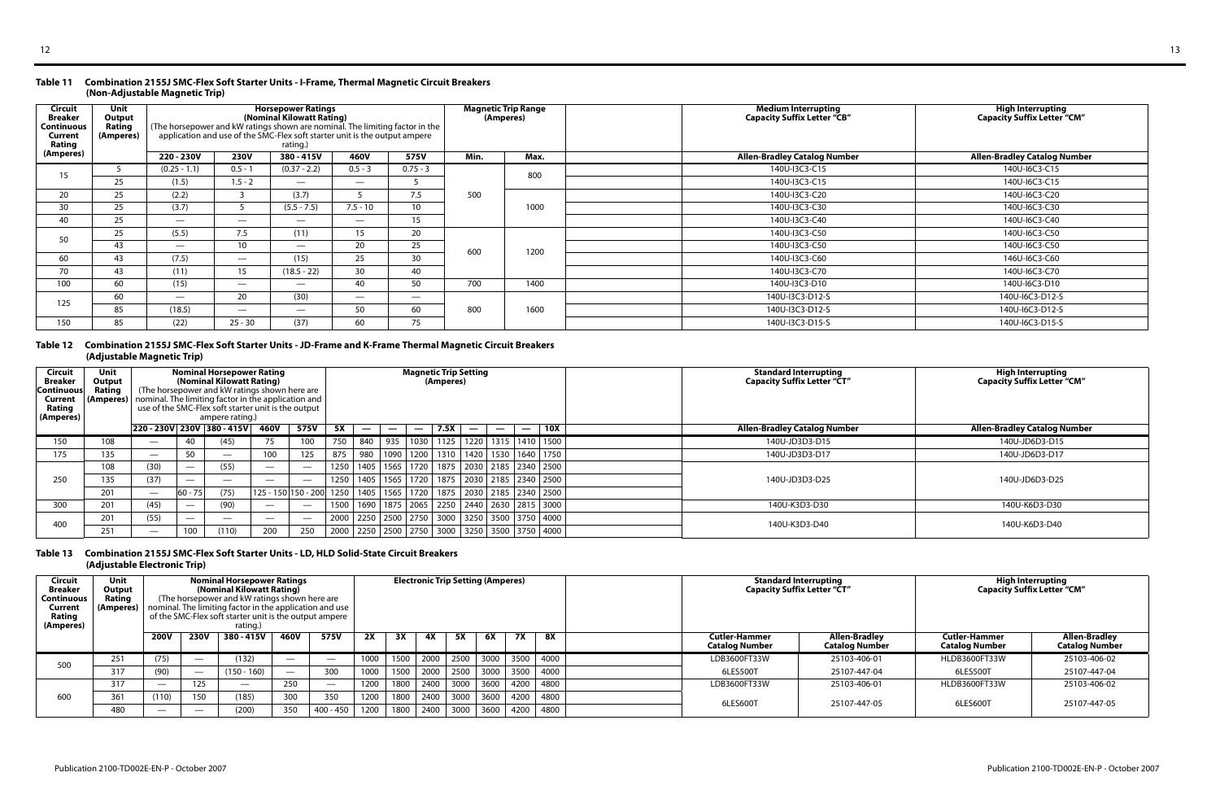**Table 11 Combination 2155J SMC-Flex Soft Starter Units - I-Frame, Thermal Magnetic Circuit Breakers (Non-Adjustable Magnetic Trip)**

| Circuit Breaker Continuous Current Rating (Amperes) | Unit Output Rating (Amperes) | Horsepower Ratings (Nominal Kilowatt Rating) (The horsepower and kW ratings shown are nominal. The limiting factor in the application and use of the SMC-Flex soft starter unit is the output ampere rating.) | | | | | Magnetic Trip Range (Amperes) | | Medium Interrupting Capacity Suffix Letter "CB" | High Interrupting Capacity Suffix Letter "CM" |
|---|---|---|---|---|---|---|---|---|---|---|
| | | 220 - 230V | 230V | 380 - 415V | 460V | 575V | Min. | Max. | Allen-Bradley Catalog Number | Allen-Bradley Catalog Number |
| 15 | 5 | (0.25 - 1.1) | 0.5 - 1 | (0.37 - 2.2) | 0.5 - 3 | 0.75 - 3 | 500 | 800 | 140U-I3C3-C15 | 140U-I6C3-C15 |
| | 25 | (1.5) | 1.5 - 2 | — | — | 5 | | | 140U-I3C3-C15 | 140U-I6C3-C15 |
| 20 | 25 | (2.2) | 3 | (3.7) | 5 | 7.5 | | 1000 | 140U-I3C3-C20 | 140U-I6C3-C20 |
| 30 | 25 | (3.7) | 5 | (5.5 - 7.5) | 7.5 - 10 | 10 | | | 140U-I3C3-C30 | 140U-I6C3-C30 |
| 40 | 25 | — | — | — | — | 15 | | | 140U-I3C3-C40 | 140U-I6C3-C40 |
| 50 | 25 | (5.5) | 7.5 | (11) | 15 | 20 | 600 | 1200 | 140U-I3C3-C50 | 140U-I6C3-C50 |
| | 43 | — | 10 | — | 20 | 25 | | | 140U-I3C3-C50 | 140U-I6C3-C50 |
| 60 | 43 | (7.5) | — | (15) | 25 | 30 | | | 140U-I3C3-C60 | 146U-I6C3-C60 |
| 70 | 43 | (11) | 15 | (18.5 - 22) | 30 | 40 | | | 140U-I3C3-C70 | 140U-I6C3-C70 |
| 100 | 60 | (15) | — | — | 40 | 50 | 700 | 1400 | 140U-I3C3-D10 | 140U-I6C3-D10 |
| 125 | 60 | — | 20 | (30) | — | — | 800 | 1600 | 140U-I3C3-D12-S | 140U-I6C3-D12-S |
| | 85 | (18.5) | — | — | 50 | 60 | | | 140U-I3C3-D12-S | 140U-I6C3-D12-S |
| 150 | 85 | (22) | 25 - 30 | (37) | 60 | 75 | | | 140U-I3C3-D15-S | 140U-I6C3-D15-S |

**Table 12 Combination 2155J SMC-Flex Soft Starter Units - JD-Frame and K-Frame Thermal Magnetic Circuit Breakers (Adjustable Magnetic Trip)**

| Circuit Breaker Continuous Current Rating (Amperes) | Unit Output Rating (Amperes) | Nominal Horsepower Rating (Nominal Kilowatt Rating) (The horsepower and kW ratings shown here are nominal. The limiting factor in the application and use of the SMC-Flex soft starter unit is the output ampere rating.) | | | | | Magnetic Trip Setting (Amperes) | | | | | | | | | Standard Interrupting Capacity Suffix Letter "CT" | High Interrupting Capacity Suffix Letter "CM" |
|---|---|---|---|---|---|---|---|---|---|---|---|---|---|---|---|---|---|
| | | 220 - 230V | 230V | 380 - 415V | 460V | 575V | 5X | — | — | — | 7.5X | — | — | — | 10X | Allen-Bradley Catalog Number | Allen-Bradley Catalog Number |
| 150 | 108 | — | 40 | (45) | 75 | 100 | 750 | 840 | 935 | 1030 | 1125 | 1220 | 1315 | 1410 | 1500 | 140U-JD3D3-D15 | 140U-JD6D3-D15 |
| 175 | 135 | — | 50 | — | 100 | 125 | 875 | 980 | 1090 | 1200 | 1310 | 1420 | 1530 | 1640 | 1750 | 140U-JD3D3-D17 | 140U-JD6D3-D17 |
| 250 | 108 | (30) | — | (55) | — | — | 1250 | 1405 | 1565 | 1720 | 1875 | 2030 | 2185 | 2340 | 2500 | 140U-JD3D3-D25 | 140U-JD6D3-D25 |
| | 135 | (37) | — | — | — | — | 1250 | 1405 | 1565 | 1720 | 1875 | 2030 | 2185 | 2340 | 2500 | | |
| | 201 | — | 60 - 75 | (75) | 125 - 150 | 150 - 200 | 1250 | 1405 | 1565 | 1720 | 1875 | 2030 | 2185 | 2340 | 2500 | | |
| 300 | 201 | (45) | — | (90) | — | — | 1500 | 1690 | 1875 | 2065 | 2250 | 2440 | 2630 | 2815 | 3000 | 140U-K3D3-D30 | 140U-K6D3-D30 |
| 400 | 201 | (55) | — | — | — | — | 2000 | 2250 | 2500 | 2750 | 3000 | 3250 | 3500 | 3750 | 4000 | 140U-K3D3-D40 | 140U-K6D3-D40 |
| | 251 | — | 100 | (110) | 200 | 250 | 2000 | 2250 | 2500 | 2750 | 3000 | 3250 | 3500 | 3750 | 4000 | | |

**Table 13 Combination 2155J SMC-Flex Soft Starter Units - LD, HLD Solid-State Circuit Breakers (Adjustable Electronic Trip)**

| Circuit Breaker Continuous Current Rating (Amperes) | Unit Output Rating (Amperes) | Nominal Horsepower Ratings (Nominal Kilowatt Rating) (The horsepower and kW ratings shown here are nominal. The limiting factor in the application and use of the SMC-Flex soft starter unit is the output ampere rating.) | | | | | Electronic Trip Setting (Amperes) | | | | | | | Standard Interrupting Capacity Suffix Letter "CT" | | High Interrupting Capacity Suffix Letter "CM" | |
|---|---|---|---|---|---|---|---|---|---|---|---|---|---|---|---|---|---|
| | | 200V | 230V | 380 - 415V | 460V | 575V | 2X | 3X | 4X | 5X | 6X | 7X | 8X | Cutler-Hammer Catalog Number | Allen-Bradley Catalog Number | Cutler-Hammer Catalog Number | Allen-Bradley Catalog Number |
| 500 | 251 | (75) | — | (132) | — | — | 1000 | 1500 | 2000 | 2500 | 3000 | 3500 | 4000 | LDB3600FT33W | 25103-406-01 | HLDB3600FT33W | 25103-406-02 |
| | 317 | (90) | — | (150 - 160) | — | 300 | 1000 | 1500 | 2000 | 2500 | 3000 | 3500 | 4000 | 6LES500T | 25107-447-04 | 6LES500T | 25107-447-04 |
| 600 | 317 | — | 125 | — | 250 | — | 1200 | 1800 | 2400 | 3000 | 3600 | 4200 | 4800 | LDB3600FT33W | 25103-406-01 | HLDB3600FT33W | 25103-406-02 |
| | 361 | (110) | 150 | (185) | 300 | 350 | 1200 | 1800 | 2400 | 3000 | 3600 | 4200 | 4800 | 6LES600T | 25107-447-05 | 6LES600T | 25107-447-05 |
| | 480 | — | — | (200) | 350 | 400 - 450 | 1200 | 1800 | 2400 | 3000 | 3600 | 4200 | 4800 | | | | |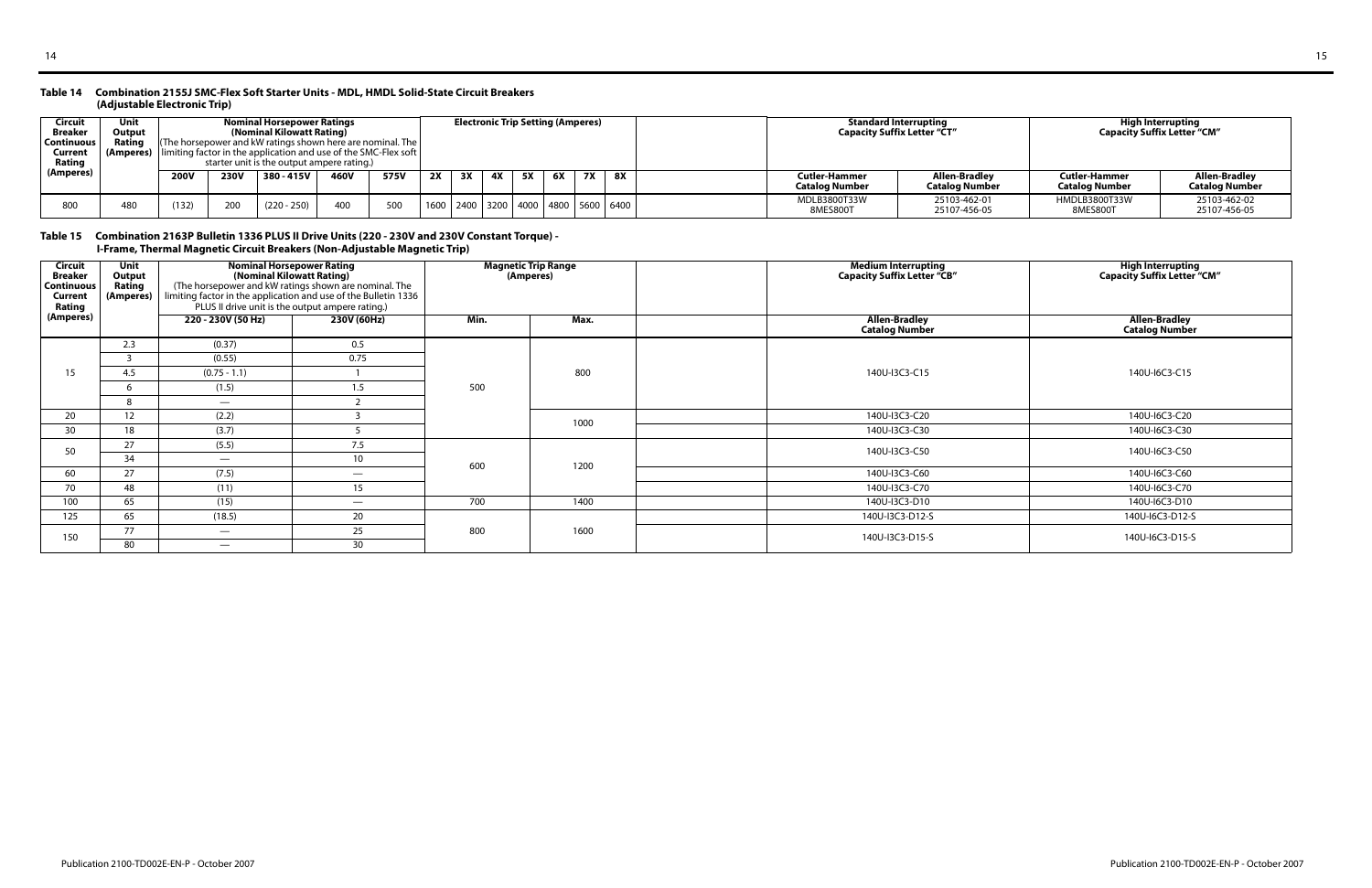**Table 14 Combination 2155J SMC-Flex Soft Starter Units - MDL, HMDL Solid-State Circuit Breakers (Adjustable Electronic Trip)**

| Circuit Breaker Continuous Current Rating (Amperes) | Unit Output Rating (Amperes) | Nominal Horsepower Ratings (Nominal Kilowatt Rating) (The horsepower and kW ratings shown here are nominal. The limiting factor in the application and use of the SMC-Flex soft starter unit is the output ampere rating.) | | | | | Electronic Trip Setting (Amperes) | | | | | | | Standard Interrupting Capacity Suffix Letter "CT" | | High Interrupting Capacity Suffix Letter "CM" | |
|---|---|---|---|---|---|---|---|---|---|---|---|---|---|---|---|---|---|
| | | 200V | 230V | 380 - 415V | 460V | 575V | 2X | 3X | 4X | 5X | 6X | 7X | 8X | Cutler-Hammer Catalog Number | Allen-Bradley Catalog Number | Cutler-Hammer Catalog Number | Allen-Bradley Catalog Number |
| 800 | 480 | (132) | 200 | (220 - 250) | 400 | 500 | 1600 | 2400 | 3200 | 4000 | 4800 | 5600 | 6400 | MDLB3800T33W 8MES800T | 25103-462-01 25107-456-05 | HMDLB3800T33W 8MES800T | 25103-462-02 25107-456-05 |

**Table 15 Combination 2163P Bulletin 1336 PLUS II Drive Units (220 - 230V and 230V Constant Torque) - I-Frame, Thermal Magnetic Circuit Breakers (Non-Adjustable Magnetic Trip)**

| Circuit Breaker Continuous Current Rating (Amperes) | Unit Output Rating (Amperes) | Nominal Horsepower Rating (Nominal Kilowatt Rating) (The horsepower and kW ratings shown are nominal. The limiting factor in the application and use of the Bulletin 1336 PLUS II drive unit is the output ampere rating.) | | Magnetic Trip Range (Amperes) | | Medium Interrupting Capacity Suffix Letter "CB" | High Interrupting Capacity Suffix Letter "CM" |
|---|---|---|---|---|---|---|---|
| | | 220 - 230V (50 Hz) | 230V (60Hz) | Min. | Max. | Allen-Bradley Catalog Number | Allen-Bradley Catalog Number |
| 15 | 2.3 | (0.37) | 0.5 | 500 | 800 | 140U-I3C3-C15 | 140U-I6C3-C15 |
| | 3 | (0.55) | 0.75 | | | | |
| | 4.5 | (0.75 - 1.1) | 1 | | | | |
| | 6 | (1.5) | 1.5 | | | | |
| | 8 | — | 2 | | | | |
| 20 | 12 | (2.2) | 3 | | 1000 | 140U-I3C3-C20 | 140U-I6C3-C20 |
| 30 | 18 | (3.7) | 5 | | | 140U-I3C3-C30 | 140U-I6C3-C30 |
| 50 | 27 | (5.5) | 7.5 | 600 | 1200 | 140U-I3C3-C50 | 140U-I6C3-C50 |
| | 34 | — | 10 | | | | |
| 60 | 27 | (7.5) | — | | | 140U-I3C3-C60 | 140U-I6C3-C60 |
| 70 | 48 | (11) | 15 | | | 140U-I3C3-C70 | 140U-I6C3-C70 |
| 100 | 65 | (15) | — | 700 | 1400 | 140U-I3C3-D10 | 140U-I6C3-D10 |
| 125 | 65 | (18.5) | 20 | 800 | 1600 | 140U-I3C3-D12-S | 140U-I6C3-D12-S |
| 150 | 77 | — | 25 | | | 140U-I3C3-D15-S | 140U-I6C3-D15-S |
| | 80 | — | 30 | | | | |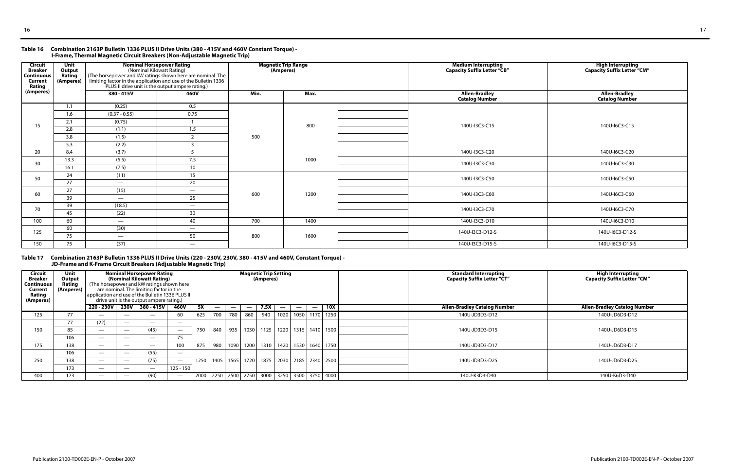**Table 16 Combination 2163P Bulletin 1336 PLUS II Drive Units (380 - 415V and 460V Constant Torque) - I-Frame, Thermal Magnetic Circuit Breakers (Non-Adjustable Magnetic Trip)**

| Circuit Breaker Continuous Current Rating (Amperes) | Unit Output Rating (Amperes) | Nominal Horsepower Rating (Nominal Kilowatt Rating) (The horsepower and kW ratings shown here are nominal. The limiting factor in the application and use of the Bulletin 1336 PLUS II drive unit is the output ampere rating.) | | Magnetic Trip Range (Amperes) | | | Medium Interrupting Capacity Suffix Letter "CB" | High Interrupting Capacity Suffix Letter "CM" |
|---|---|---|---|---|---|---|---|---|
| | | 380 - 415V | 460V | Min. | Max. | | Allen-Bradley Catalog Number | Allen-Bradley Catalog Number |
| 15 | 1.1 | (0.25) | 0.5 | 500 | 800 | | 140U-I3C3-C15 | 140U-I6C3-C15 |
| | 1.6 | (0.37 - 0.55) | 0.75 | | | | | |
| | 2.1 | (0.75) | 1 | | | | | |
| | 2.8 | (1.1) | 1.5 | | | | | |
| | 3.8 | (1.5) | 2 | | | | | |
| | 5.3 | (2.2) | 3 | | | | | |
| 20 | 8.4 | (3.7) | 5 | | 1000 | | 140U-I3C3-C20 | 140U-I6C3-C20 |
| 30 | 13.3 | (5.5) | 7.5 | | | | 140U-I3C3-C30 | 140U-I6C3-C30 |
| | 16.1 | (7.5) | 10 | | | | | |
| 50 | 24 | (11) | 15 | 600 | 1200 | | 140U-I3C3-C50 | 140U-I6C3-C50 |
| | 27 | — | 20 | | | | | |
| 60 | 27 | (15) | — | | | | 140U-I3C3-C60 | 140U-I6C3-C60 |
| | 39 | — | 25 | | | | | |
| 70 | 39 | (18.5) | — | | | | 140U-I3C3-C70 | 140U-I6C3-C70 |
| | 45 | (22) | 30 | | | | | |
| 100 | 60 | — | 40 | 700 | 1400 | | 140U-I3C3-D10 | 140U-I6C3-D10 |
| 125 | 60 | (30) | — | 800 | 1600 | | 140U-I3C3-D12-S | 140U-I6C3-D12-S |
| | 75 | — | 50 | | | | | |
| 150 | 75 | (37) | — | | | | 140U-I3C3-D15-S | 140U-I6C3-D15-S |

**Table 17 Combination 2163P Bulletin 1336 PLUS II Drive Units (220 - 230V, 230V, 380 - 415V and 460V, Constant Torque) - JD-Frame and K-Frame Circuit Breakers (Adjustable Magnetic Trip)**

| Circuit Breaker Continuous Current Rating (Amperes) | Unit Output Rating (Amperes) | Nominal Horsepower Rating (Nominal Kilowatt Rating) (The horsepower and kW ratings shown here are nominal. The limiting factor in the application and use of the Bulletin 1336 PLUS II drive unit is the output ampere rating.) | | | | Magnetic Trip Setting (Amperes) | | | | | | | | | | Standard Interrupting Capacity Suffix Letter "CT" | High Interrupting Capacity Suffix Letter "CM" |
|---|---|---|---|---|---|---|---|---|---|---|---|---|---|---|---|---|---|
| | | 220 - 230V | 230V | 380 - 415V | 460V | 5X | — | — | — | 7.5X | — | — | — | 10X | | Allen-Bradley Catalog Number | Allen-Bradley Catalog Number |
| 125 | 77 | — | — | — | 60 | 625 | 700 | 780 | 860 | 940 | 1020 | 1050 | 1170 | 1250 | | 140U-JD3D3-D12 | 140U-JD6D3-D12 |
| 150 | 77 | (22) | — | — | — | 750 | 840 | 935 | 1030 | 1125 | 1220 | 1315 | 1410 | 1500 | | 140U-JD3D3-D15 | 140U-JD6D3-D15 |
| | 85 | — | — | (45) | — | | | | | | | | | | | | |
| | 106 | — | — | — | 75 | | | | | | | | | | | | |
| 175 | 138 | — | — | — | 100 | 875 | 980 | 1090 | 1200 | 1310 | 1420 | 1530 | 1640 | 1750 | | 140U-JD3D3-D17 | 140U-JD6D3-D17 |
| 250 | 106 | — | — | (55) | — | 1250 | 1405 | 1565 | 1720 | 1875 | 2030 | 2185 | 2340 | 2500 | | 140U-JD3D3-D25 | 140U-JD6D3-D25 |
| | 138 | — | — | (75) | — | | | | | | | | | | | | |
| | 173 | — | — | — | 125 - 150 | | | | | | | | | | | | |
| 400 | 173 | — | — | (90) | — | 2000 | 2250 | 2500 | 2750 | 3000 | 3250 | 3500 | 3750 | 4000 | | 140U-K3D3-D40 | 140U-K6D3-D40 |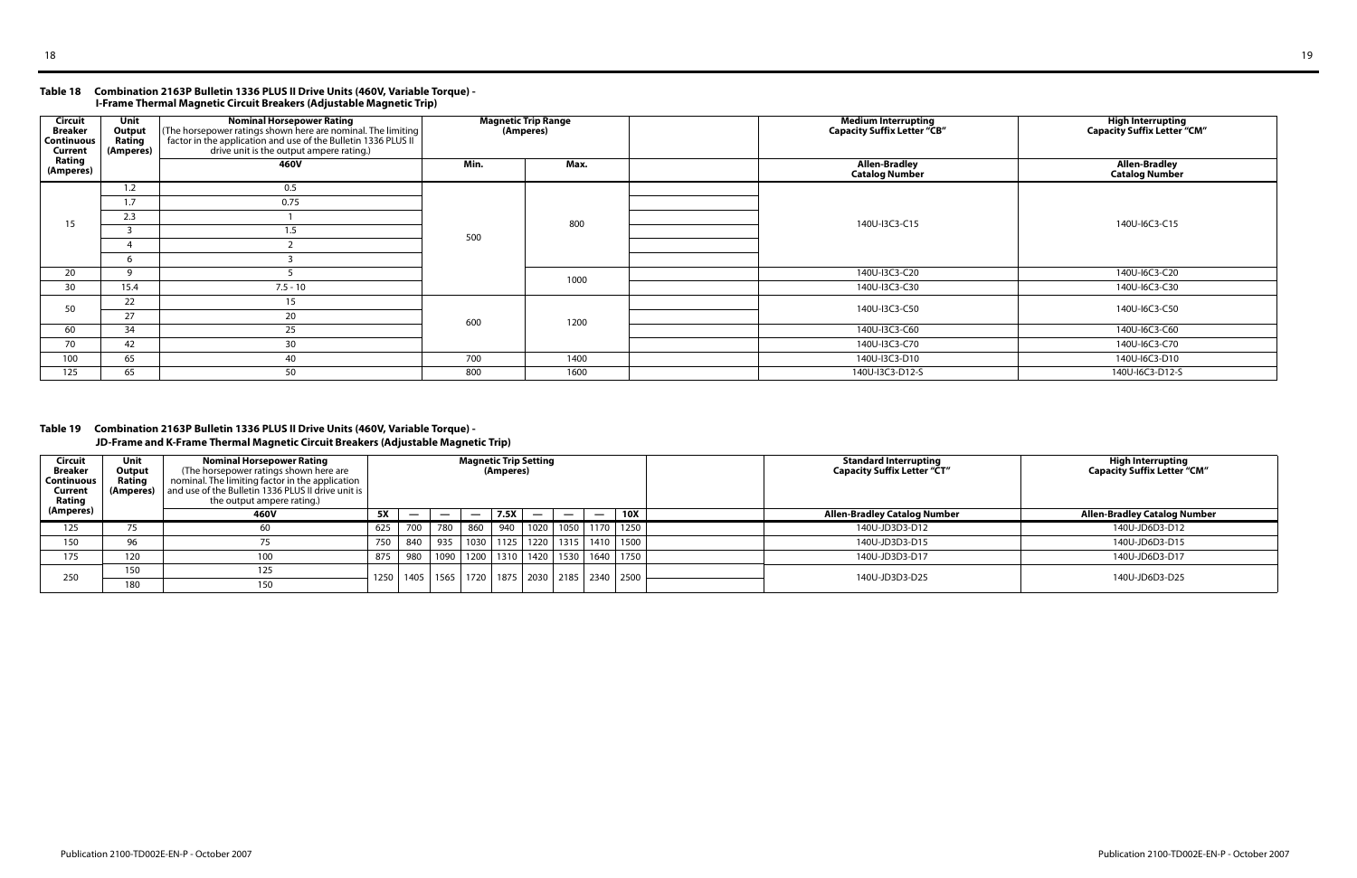**Table 18 Combination 2163P Bulletin 1336 PLUS II Drive Units (460V, Variable Torque) - I-Frame Thermal Magnetic Circuit Breakers (Adjustable Magnetic Trip)**

| Circuit Breaker Continuous Current Rating (Amperes) | Unit Output Rating (Amperes) | Nominal Horsepower Rating (The horsepower ratings shown here are nominal. The limiting factor in the application and use of the Bulletin 1336 PLUS II drive unit is the output ampere rating.) | Magnetic Trip Range (Amperes) | | | Medium Interrupting Capacity Suffix Letter "CB" | High Interrupting Capacity Suffix Letter "CM" |
|---|---|---|---|---|---|---|---|
| | | 460V | Min. | Max. | | Allen-Bradley Catalog Number | Allen-Bradley Catalog Number |
| 15 | 1.2 | 0.5 | 500 | 800 | | 140U-I3C3-C15 | 140U-I6C3-C15 |
| | 1.7 | 0.75 | | | | | |
| | 2.3 | 1 | | | | | |
| | 3 | 1.5 | | | | | |
| | 4 | 2 | | | | | |
| | 6 | 3 | | | | | |
| 20 | 9 | 5 | | 1000 | | 140U-I3C3-C20 | 140U-I6C3-C20 |
| 30 | 15.4 | 7.5 - 10 | | | | 140U-I3C3-C30 | 140U-I6C3-C30 |
| 50 | 22 | 15 | 600 | 1200 | | 140U-I3C3-C50 | 140U-I6C3-C50 |
| | 27 | 20 | | | | | |
| 60 | 34 | 25 | | | | 140U-I3C3-C60 | 140U-I6C3-C60 |
| 70 | 42 | 30 | | | | 140U-I3C3-C70 | 140U-I6C3-C70 |
| 100 | 65 | 40 | 700 | 1400 | | 140U-I3C3-D10 | 140U-I6C3-D10 |
| 125 | 65 | 50 | 800 | 1600 | | 140U-I3C3-D12-S | 140U-I6C3-D12-S |

**Table 19 Combination 2163P Bulletin 1336 PLUS II Drive Units (460V, Variable Torque) - JD-Frame and K-Frame Thermal Magnetic Circuit Breakers (Adjustable Magnetic Trip)**

| Circuit Breaker Continuous Current Rating (Amperes) | Unit Output Rating (Amperes) | Nominal Horsepower Rating (The horsepower ratings shown here are nominal. The limiting factor in the application and use of the Bulletin 1336 PLUS II drive unit is the output ampere rating.) | Magnetic Trip Setting (Amperes) | | | | | | | | | | Standard Interrupting Capacity Suffix Letter "CT" | High Interrupting Capacity Suffix Letter "CM" |
|---|---|---|---|---|---|---|---|---|---|---|---|---|---|---|
| | | 460V | 5X | — | — | — | 7.5X | — | — | — | 10X | | Allen-Bradley Catalog Number | Allen-Bradley Catalog Number |
| 125 | 75 | 60 | 625 | 700 | 780 | 860 | 940 | 1020 | 1050 | 1170 | 1250 | | 140U-JD3D3-D12 | 140U-JD6D3-D12 |
| 150 | 96 | 75 | 750 | 840 | 935 | 1030 | 1125 | 1220 | 1315 | 1410 | 1500 | | 140U-JD3D3-D15 | 140U-JD6D3-D15 |
| 175 | 120 | 100 | 875 | 980 | 1090 | 1200 | 1310 | 1420 | 1530 | 1640 | 1750 | | 140U-JD3D3-D17 | 140U-JD6D3-D17 |
| 250 | 150 | 125 | 1250 | 1405 | 1565 | 1720 | 1875 | 2030 | 2185 | 2340 | 2500 | | 140U-JD3D3-D25 | 140U-JD6D3-D25 |
| | 180 | 150 | | | | | | | | | | | | |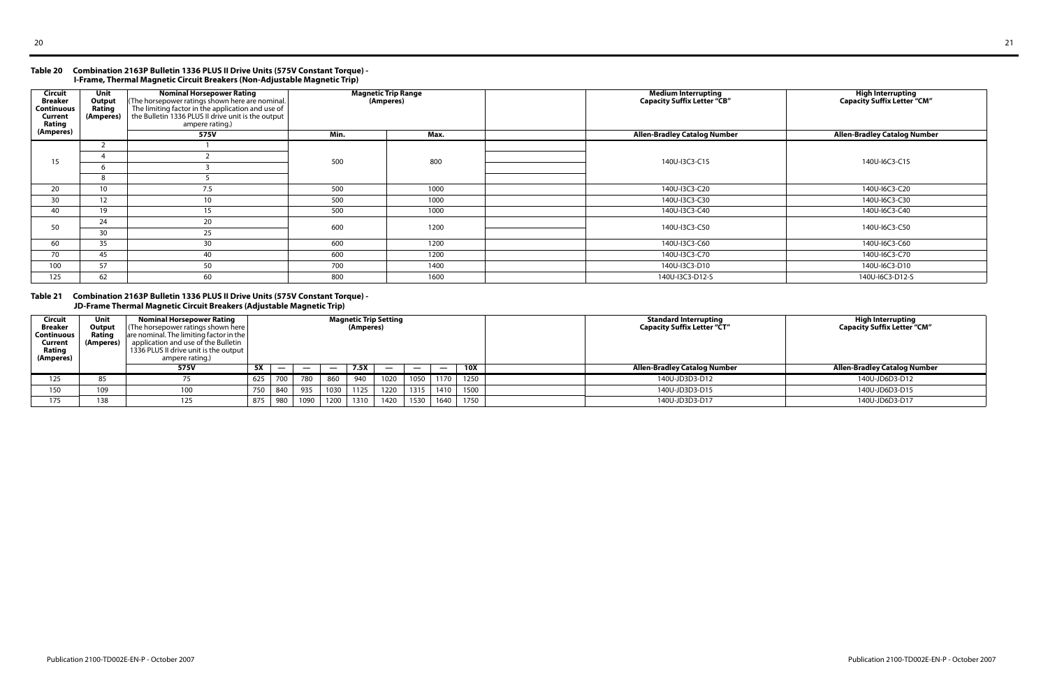### Table 20 Combination 2163P Bulletin 1336 PLUS II Drive Units (575V Constant Torque) - I-Frame, Thermal Magnetic Circuit Breakers (Non-Adjustable Magnetic Trip)

| Circuit Breaker Continuous Current Rating (Amperes) | Unit Output Rating (Amperes) | Nominal Horsepower Rating (The horsepower ratings shown here are nominal. The limiting factor in the application and use of the Bulletin 1336 PLUS II drive unit is the output ampere rating.) | Magnetic Trip Range (Amperes) | | | Medium Interrupting Capacity Suffix Letter "CB" | High Interrupting Capacity Suffix Letter "CM" |
|---|---|---|---|---|---|---|---|
| | | 575V | Min. | Max. | | Allen-Bradley Catalog Number | Allen-Bradley Catalog Number |
| 15 | 2 | 1 | 500 | 800 | | 140U-I3C3-C15 | 140U-I6C3-C15 |
| | 4 | 2 | | | | | |
| | 6 | 3 | | | | | |
| | 8 | 5 | | | | | |
| 20 | 10 | 7.5 | 500 | 1000 | | 140U-I3C3-C20 | 140U-I6C3-C20 |
| 30 | 12 | 10 | 500 | 1000 | | 140U-I3C3-C30 | 140U-I6C3-C30 |
| 40 | 19 | 15 | 500 | 1000 | | 140U-I3C3-C40 | 140U-I6C3-C40 |
| 50 | 24 | 20 | 600 | 1200 | | 140U-I3C3-C50 | 140U-I6C3-C50 |
| | 30 | 25 | | | | | |
| 60 | 35 | 30 | 600 | 1200 | | 140U-I3C3-C60 | 140U-I6C3-C60 |
| 70 | 45 | 40 | 600 | 1200 | | 140U-I3C3-C70 | 140U-I6C3-C70 |
| 100 | 57 | 50 | 700 | 1400 | | 140U-I3C3-D10 | 140U-I6C3-D10 |
| 125 | 62 | 60 | 800 | 1600 | | 140U-I3C3-D12-S | 140U-I6C3-D12-S |

### Table 21 Combination 2163P Bulletin 1336 PLUS II Drive Units (575V Constant Torque) - JD-Frame Thermal Magnetic Circuit Breakers (Adjustable Magnetic Trip)

| Circuit Breaker Continuous Current Rating (Amperes) | Unit Output Rating (Amperes) | Nominal Horsepower Rating (The horsepower ratings shown here are nominal. The limiting factor in the application and use of the Bulletin 1336 PLUS II drive unit is the output ampere rating.) | Magnetic Trip Setting (Amperes) | | | | | | | | | | Standard Interrupting Capacity Suffix Letter "CT" | High Interrupting Capacity Suffix Letter "CM" |
|---|---|---|---|---|---|---|---|---|---|---|---|---|---|---|
| | | 575V | 5X | — | — | — | 7.5X | — | — | — | 10X | | Allen-Bradley Catalog Number | Allen-Bradley Catalog Number |
| 125 | 85 | 75 | 625 | 700 | 780 | 860 | 940 | 1020 | 1050 | 1170 | 1250 | | 140U-JD3D3-D12 | 140U-JD6D3-D12 |
| 150 | 109 | 100 | 750 | 840 | 935 | 1030 | 1125 | 1220 | 1315 | 1410 | 1500 | | 140U-JD3D3-D15 | 140U-JD6D3-D15 |
| 175 | 138 | 125 | 875 | 980 | 1090 | 1200 | 1310 | 1420 | 1530 | 1640 | 1750 | | 140U-JD3D3-D17 | 140U-JD6D3-D17 |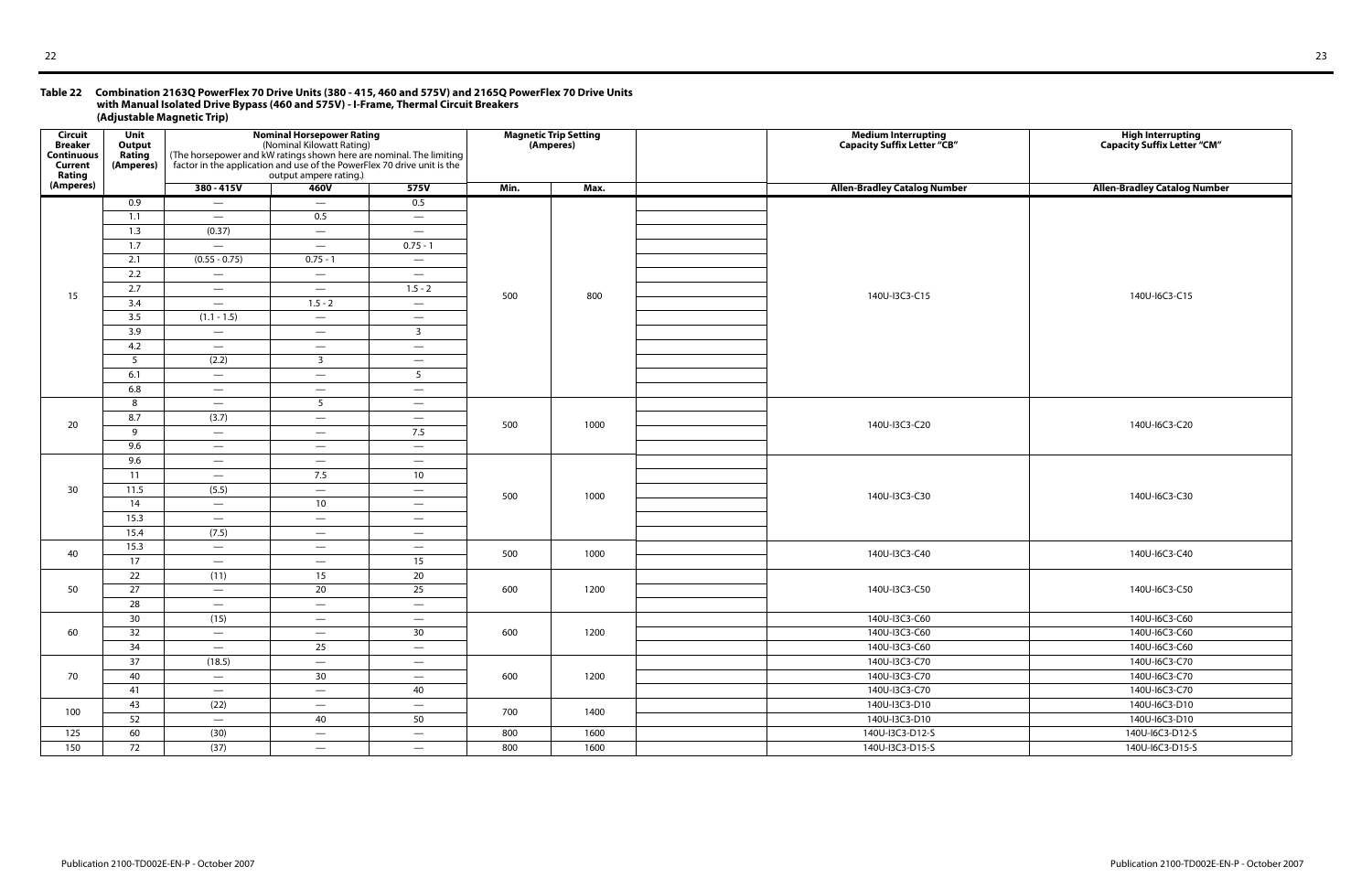**Table 22 Combination 2163Q PowerFlex 70 Drive Units (380 - 415, 460 and 575V) and 2165Q PowerFlex 70 Drive Units with Manual Isolated Drive Bypass (460 and 575V) - I-Frame, Thermal Circuit Breakers (Adjustable Magnetic Trip)**

| Circuit Breaker Continuous Current Rating (Amperes) | Unit Output Rating (Amperes) | Nominal Horsepower Rating (Nominal Kilowatt Rating) (The horsepower and kW ratings shown here are nominal. The limiting factor in the application and use of the PowerFlex 70 drive unit is the output ampere rating.) | | | Magnetic Trip Setting (Amperes) | | | Medium Interrupting Capacity Suffix Letter "CB" | High Interrupting Capacity Suffix Letter "CM" |
|---|---|---|---|---|---|---|---|---|---|
| | | 380 - 415V | 460V | 575V | Min. | Max. | | Allen-Bradley Catalog Number | Allen-Bradley Catalog Number |
| 15 | 0.9 | — | — | 0.5 | 500 | 800 | | 140U-I3C3-C15 | 140U-I6C3-C15 |
| | 1.1 | — | 0.5 | — | | | | | |
| | 1.3 | (0.37) | — | — | | | | | |
| | 1.7 | — | — | 0.75 - 1 | | | | | |
| | 2.1 | (0.55 - 0.75) | 0.75 - 1 | — | | | | | |
| | 2.2 | — | — | — | | | | | |
| | 2.7 | — | — | 1.5 - 2 | | | | | |
| | 3.4 | — | 1.5 - 2 | — | | | | | |
| | 3.5 | (1.1 - 1.5) | — | — | | | | | |
| | 3.9 | — | — | 3 | | | | | |
| | 4.2 | — | — | — | | | | | |
| | 5 | (2.2) | 3 | — | | | | | |
| | 6.1 | — | — | 5 | | | | | |
| | 6.8 | — | — | — | | | | | |
| 20 | 8 | — | 5 | — | 500 | 1000 | | 140U-I3C3-C20 | 140U-I6C3-C20 |
| | 8.7 | (3.7) | — | — | | | | | |
| | 9 | — | — | 7.5 | | | | | |
| | 9.6 | — | — | — | | | | | |
| 30 | 9.6 | — | — | — | 500 | 1000 | | 140U-I3C3-C30 | 140U-I6C3-C30 |
| | 11 | — | 7.5 | 10 | | | | | |
| | 11.5 | (5.5) | — | — | | | | | |
| | 14 | — | 10 | — | | | | | |
| | 15.3 | — | — | — | | | | | |
| | 15.4 | (7.5) | — | — | | | | | |
| 40 | 15.3 | — | — | — | 500 | 1000 | | 140U-I3C3-C40 | 140U-I6C3-C40 |
| | 17 | — | — | 15 | | | | | |
| 50 | 22 | (11) | 15 | 20 | 600 | 1200 | | 140U-I3C3-C50 | 140U-I6C3-C50 |
| | 27 | — | 20 | 25 | | | | | |
| | 28 | — | — | — | | | | | |
| 60 | 30 | (15) | — | — | 600 | 1200 | | 140U-I3C3-C60 | 140U-I6C3-C60 |
| | 32 | — | — | 30 | | | | 140U-I3C3-C60 | 140U-I6C3-C60 |
| | 34 | — | 25 | — | | | | 140U-I3C3-C60 | 140U-I6C3-C60 |
| 70 | 37 | (18.5) | — | — | 600 | 1200 | | 140U-I3C3-C70 | 140U-I6C3-C70 |
| | 40 | — | 30 | — | | | | 140U-I3C3-C70 | 140U-I6C3-C70 |
| | 41 | — | — | 40 | | | | 140U-I3C3-C70 | 140U-I6C3-C70 |
| 100 | 43 | (22) | — | — | 700 | 1400 | | 140U-I3C3-D10 | 140U-I6C3-D10 |
| | 52 | — | 40 | 50 | | | | 140U-I3C3-D10 | 140U-I6C3-D10 |
| 125 | 60 | (30) | — | — | 800 | 1600 | | 140U-I3C3-D12-S | 140U-I6C3-D12-S |
| 150 | 72 | (37) | — | — | 800 | 1600 | | 140U-I3C3-D15-S | 140U-I6C3-D15-S |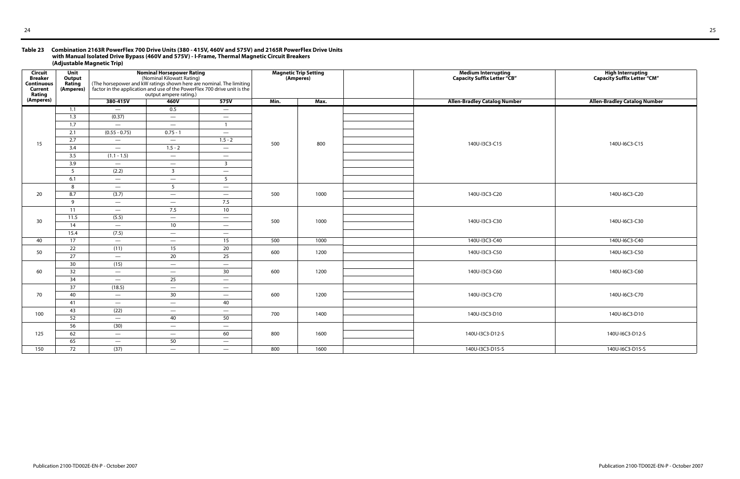**Table 23 Combination 2163R PowerFlex 700 Drive Units (380 - 415V, 460V and 575V) and 2165R PowerFlex Drive Units with Manual Isolated Drive Bypass (460V and 575V) - I-Frame, Thermal Magnetic Circuit Breakers (Adjustable Magnetic Trip)**

| Circuit Breaker Continuous Current Rating (Amperes) | Unit Output Rating (Amperes) | Nominal Horsepower Rating (Nominal Kilowatt Rating) (The horsepower and kW ratings shown here are nominal. The limiting factor in the application and use of the PowerFlex 700 drive unit is the output ampere rating.) | | | Magnetic Trip Setting (Amperes) | | | Medium Interrupting Capacity Suffix Letter "CB" | High Interrupting Capacity Suffix Letter "CM" |
|---|---|---|---|---|---|---|---|---|---|
| | | 380-415V | 460V | 575V | Min. | Max. | | Allen-Bradley Catalog Number | Allen-Bradley Catalog Number |
| 15 | 1.1 | — | 0.5 | — | 500 | 800 | | 140U-I3C3-C15 | 140U-I6C3-C15 |
| | 1.3 | (0.37) | — | — | | | | | |
| | 1.7 | — | — | 1 | | | | | |
| | 2.1 | (0.55 - 0.75) | 0.75 - 1 | — | | | | | |
| | 2.7 | — | — | 1.5 - 2 | | | | | |
| | 3.4 | — | 1.5 - 2 | — | | | | | |
| | 3.5 | (1.1 - 1.5) | — | — | | | | | |
| | 3.9 | — | — | 3 | | | | | |
| | 5 | (2.2) | 3 | — | | | | | |
| | 6.1 | — | — | 5 | | | | | |
| 20 | 8 | — | 5 | — | 500 | 1000 | | 140U-I3C3-C20 | 140U-I6C3-C20 |
| | 8.7 | (3.7) | — | — | | | | | |
| | 9 | — | — | 7.5 | | | | | |
| 30 | 11 | — | 7.5 | 10 | 500 | 1000 | | 140U-I3C3-C30 | 140U-I6C3-C30 |
| | 11.5 | (5.5) | — | — | | | | | |
| | 14 | — | 10 | — | | | | | |
| | 15.4 | (7.5) | — | — | | | | | |
| 40 | 17 | — | — | 15 | 500 | 1000 | | 140U-I3C3-C40 | 140U-I6C3-C40 |
| 50 | 22 | (11) | 15 | 20 | 600 | 1200 | | 140U-I3C3-C50 | 140U-I6C3-C50 |
| | 27 | — | 20 | 25 | | | | | |
| 60 | 30 | (15) | — | — | 600 | 1200 | | 140U-I3C3-C60 | 140U-I6C3-C60 |
| | 32 | — | — | 30 | | | | | |
| | 34 | — | 25 | — | | | | | |
| 70 | 37 | (18.5) | — | — | 600 | 1200 | | 140U-I3C3-C70 | 140U-I6C3-C70 |
| | 40 | — | 30 | — | | | | | |
| | 41 | — | — | 40 | | | | | |
| 100 | 43 | (22) | — | — | 700 | 1400 | | 140U-I3C3-D10 | 140U-I6C3-D10 |
| | 52 | — | 40 | 50 | | | | | |
| 125 | 56 | (30) | — | — | 800 | 1600 | | 140U-I3C3-D12-S | 140U-I6C3-D12-S |
| | 62 | — | — | 60 | | | | | |
| | 65 | — | 50 | — | | | | | |
| 150 | 72 | (37) | — | — | 800 | 1600 | | 140U-I3C3-D15-S | 140U-I6C3-D15-S |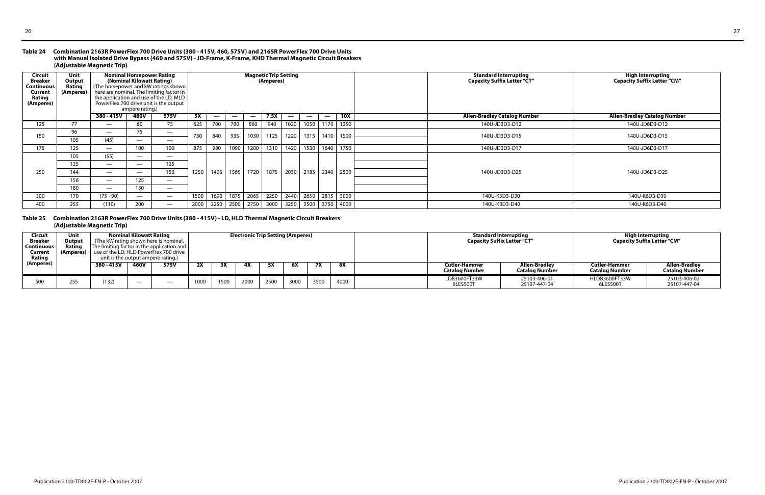**Table 24 Combination 2163R PowerFlex 700 Drive Units (380 - 415V, 460, 575V) and 2165R PowerFlex 700 Drive Units with Manual Isolated Drive Bypass (460 and 575V) - JD-Frame, K-Frame, KHD Thermal Magnetic Circuit Breakers (Adjustable Magnetic Trip)**

| Circuit Breaker Continuous Current Rating (Amperes) | Unit Output Rating (Amperes) | Nominal Horsepower Rating (Nominal Kilowatt Rating) (The horsepower and kW ratings shown here are nominal. The limiting factor in the application and use of the LD, MLD PowerFlex 700 drive unit is the output ampere rating.) | | | Magnetic Trip Setting (Amperes) | | | | | | | | | Standard Interrupting Capacity Suffix Letter "CT" | High Interrupting Capacity Suffix Letter "CM" |
|---|---|---|---|---|---|---|---|---|---|---|---|---|---|---|---|
| | | 380 - 415V | 460V | 575V | 5X | — | — | — | 7.5X | — | — | — | 10X | Allen-Bradley Catalog Number | Allen-Bradley Catalog Number |
| 125 | 77 | — | 60 | 75 | 625 | 700 | 780 | 860 | 940 | 1020 | 1050 | 1170 | 1250 | 140U-JD3D3-D12 | 140U-JD6D3-D12 |
| 150 | 96 | — | 75 | — | 750 | 840 | 935 | 1030 | 1125 | 1220 | 1315 | 1410 | 1500 | 140U-JD3D3-D15 | 140U-JD6D3-D15 |
| | 105 | (45) | — | — | | | | | | | | | | | |
| 175 | 125 | — | 100 | 100 | 875 | 980 | 1090 | 1200 | 1310 | 1420 | 1530 | 1640 | 1750 | 140U-JD3D3-D17 | 140U-JD6D3-D17 |
| 250 | 105 | (55) | — | — | 1250 | 1405 | 1565 | 1720 | 1875 | 2030 | 2185 | 2340 | 2500 | 140U-JD3D3-D25 | 140U-JD6D3-D25 |
| | 125 | — | — | 125 | | | | | | | | | | | |
| | 144 | — | — | 150 | | | | | | | | | | | |
| | 156 | — | 125 | — | | | | | | | | | | | |
| | 180 | — | 150 | — | | | | | | | | | | | |
| 300 | 170 | (75 - 90) | — | — | 1500 | 1690 | 1875 | 2065 | 2250 | 2440 | 2650 | 2815 | 3000 | 140U-K3D3-D30 | 140U-K6D3-D30 |
| 400 | 255 | (110) | 200 | — | 2000 | 2250 | 2500 | 2750 | 3000 | 3250 | 3500 | 3750 | 4000 | 140U-K3D3-D40 | 140U-K6D3-D40 |

**Table 25 Combination 2163R PowerFlex 700 Drive Units (380 - 415V) - LD, HLD Thermal Magnetic Circuit Breakers (Adjustable Magnetic Trip)**

| Circuit Breaker Continuous Current Rating (Amperes) | Unit Output Rating (Amperes) | Nominal Kilowatt Rating (The kW rating shown here is nominal. The limiting factor in the application and use of the LD, HLD PowerFlex 700 drive unit is the output ampere rating.) | | | Electronic Trip Setting (Amperes) | | | | | | | Standard Interrupting Capacity Suffix Letter "CT" | | High Interrupting Capacity Suffix Letter "CM" | |
|---|---|---|---|---|---|---|---|---|---|---|---|---|---|---|---|
| | | 380 - 415V | 460V | 575V | 2X | 3X | 4X | 5X | 6X | 7X | 8X | Cutler-Hammer Catalog Number | Allen-Bradley Catalog Number | Cutler-Hammer Catalog Number | Allen-Bradley Catalog Number |
| 500 | 255 | (132) | — | — | 1000 | 1500 | 2000 | 2500 | 3000 | 3500 | 4000 | LDB3600FT33W 6LES500T | 25103-406-01 25107-447-04 | HLDB3600FT33W 6LES500T | 25103-406-02 25107-447-04 |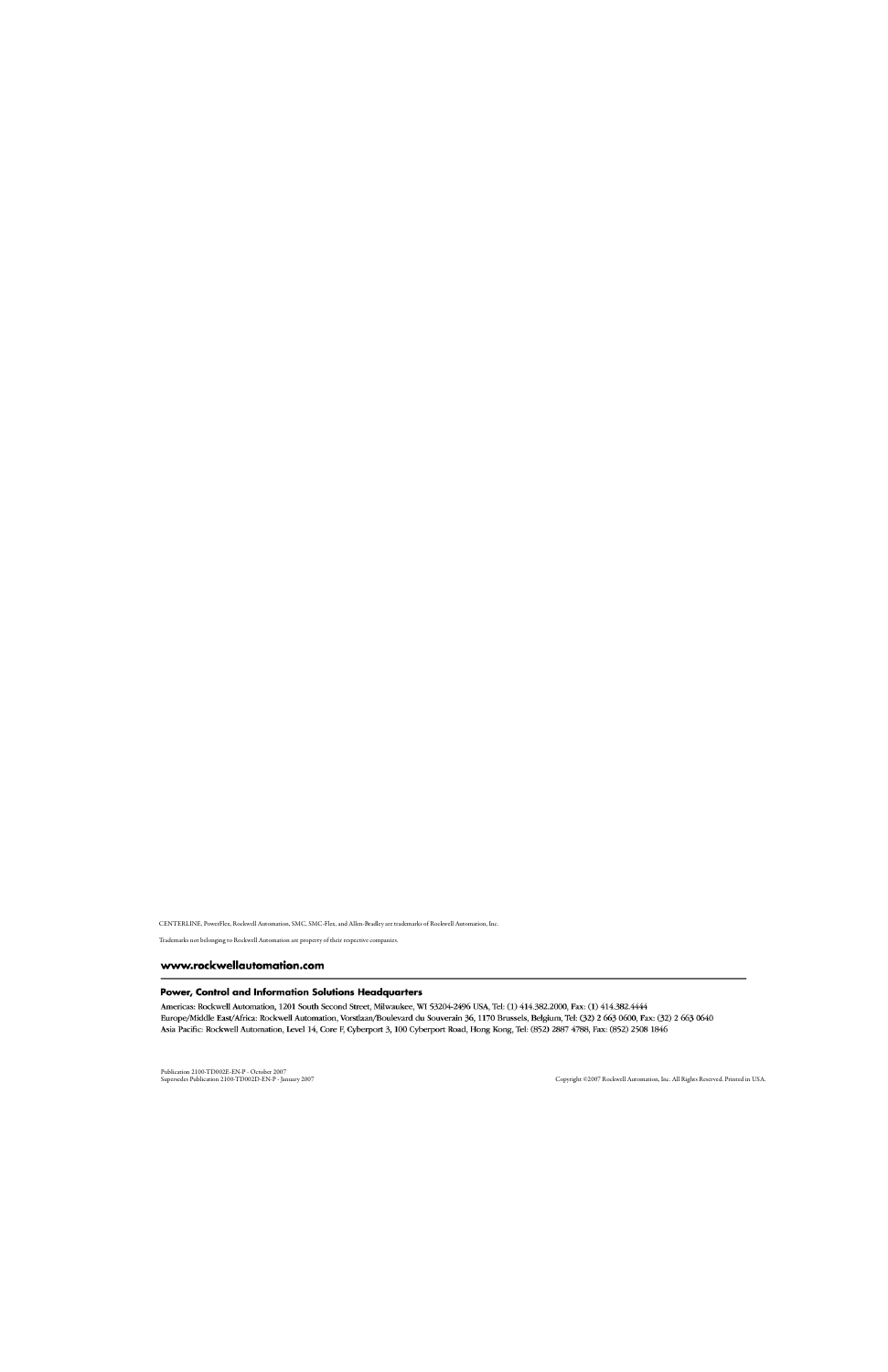CENTERLINE, PowerFlex, Rockwell Automation, SMC, SMC-Flex, and Allen-Bradley are trademarks of Rockwell Automation, Inc.

Trademarks not belonging to Rockwell Automation are property of their respective companies.

**www.rockwellautomation.com**

**Power, Control and Information Solutions Headquarters**

Americas: Rockwell Automation, 1201 South Second Street, Milwaukee, WI 53204-2496 USA, Tel: (1) 414.382.2000, Fax: (1) 414.382.4444
Europe/Middle East/Africa: Rockwell Automation, Vorstlaan/Boulevard du Souverain 36, 1170 Brussels, Belgium, Tel: (32) 2 663 0600, Fax: (32) 2 663 0640
Asia Pacific: Rockwell Automation, Level 14, Core F, Cyberport 3, 100 Cyberport Road, Hong Kong, Tel: (852) 2887 4788, Fax: (852) 2508 1846

Publication 2100-TD002E-EN-P - October 2007
Supersedes Publication 2100-TD002D-EN-P - January 2007

Copyright ©2007 Rockwell Automation, Inc. All Rights Reserved. Printed in USA.